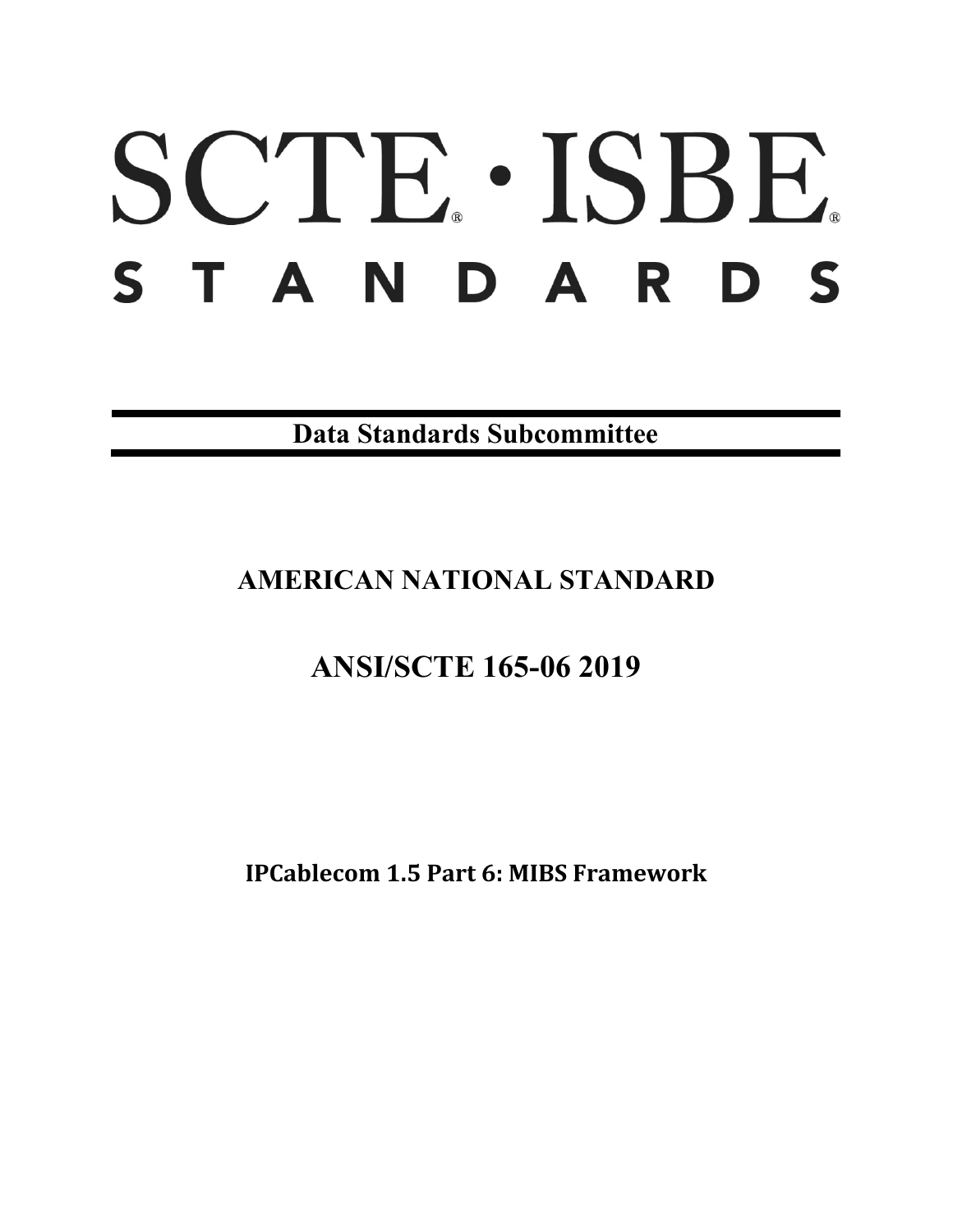# SCTE · ISBE STANDARDS

**Data Standards Subcommittee**

## AMERICAN NATIONAL STANDARD

## ANSI/SCTE 165-06 2019

**IPCablecom 1.5 Part 6: MIBS Framework**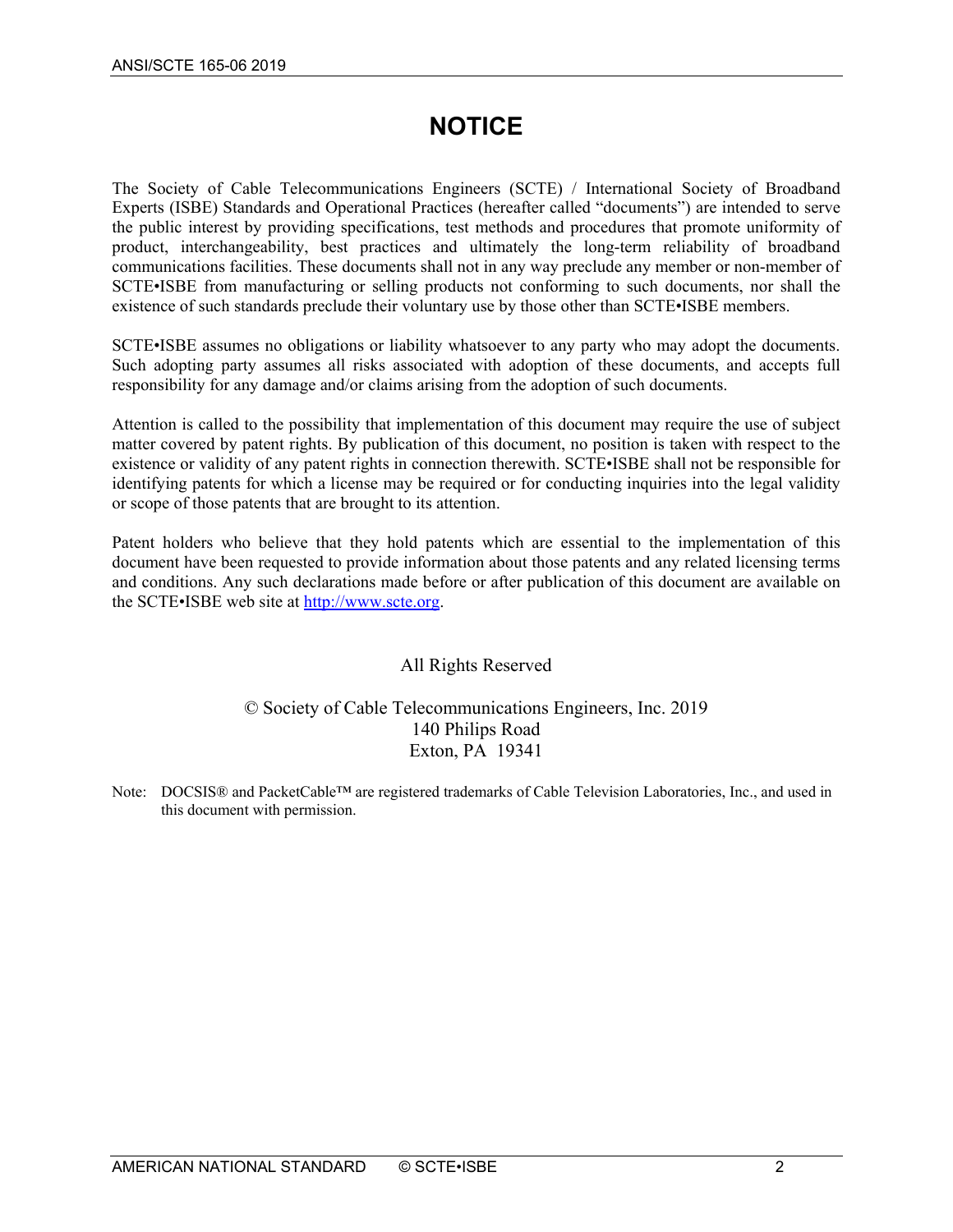# NOTICE

The Society of Cable Telecommunications Engineers (SCTE) / International Society of Broadband Experts (ISBE) Standards and Operational Practices (hereafter called “documents”) are intended to serve the public interest by providing specifications, test methods and procedures that promote uniformity of product, interchangeability, best practices and ultimately the long-term reliability of broadband communications facilities. These documents shall not in any way preclude any member or non-member of SCTE•ISBE from manufacturing or selling products not conforming to such documents, nor shall the existence of such standards preclude their voluntary use by those other than SCTE•ISBE members.

SCTE•ISBE assumes no obligations or liability whatsoever to any party who may adopt the documents. Such adopting party assumes all risks associated with adoption of these documents, and accepts full responsibility for any damage and/or claims arising from the adoption of such documents.

Attention is called to the possibility that implementation of this document may require the use of subject matter covered by patent rights. By publication of this document, no position is taken with respect to the existence or validity of any patent rights in connection therewith. SCTE•ISBE shall not be responsible for identifying patents for which a license may be required or for conducting inquiries into the legal validity or scope of those patents that are brought to its attention.

Patent holders who believe that they hold patents which are essential to the implementation of this document have been requested to provide information about those patents and any related licensing terms and conditions. Any such declarations made before or after publication of this document are available on the SCTE•ISBE web site at http://www.scte.org.

All Rights Reserved

© Society of Cable Telecommunications Engineers, Inc. 2019
140 Philips Road
Exton, PA 19341

Note: DOCSIS® and PacketCable™ are registered trademarks of Cable Television Laboratories, Inc., and used in this document with permission.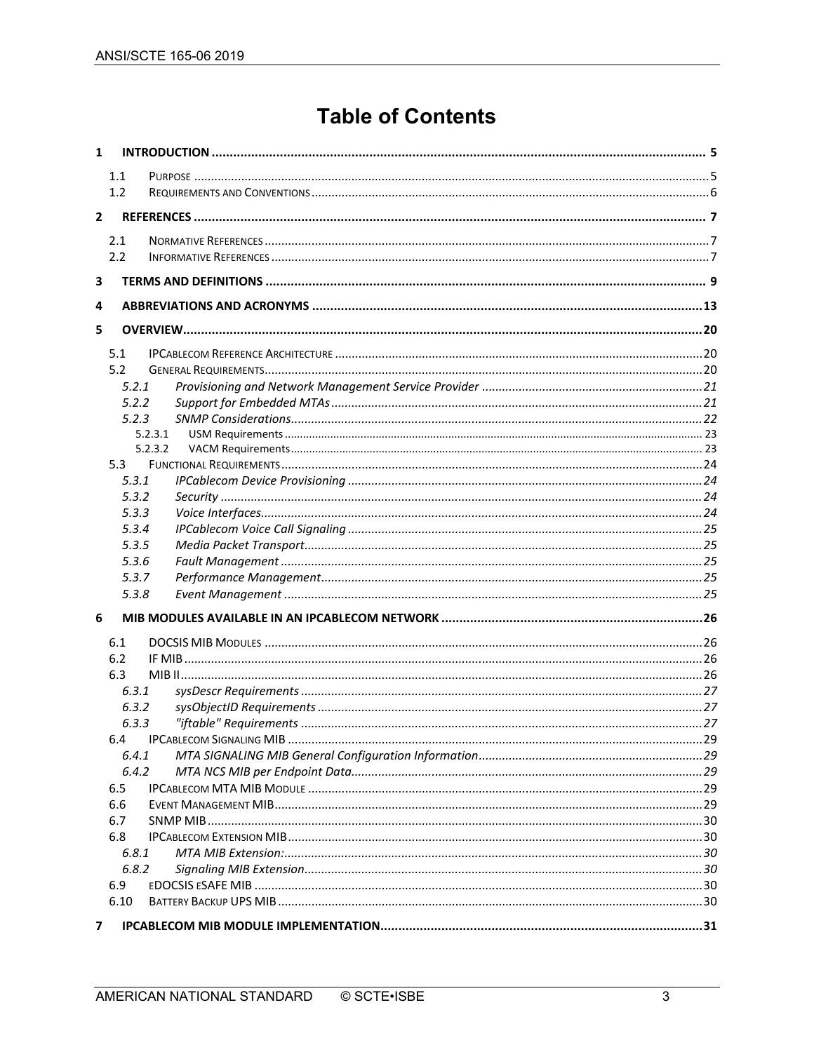# Table of Contents

**1 INTRODUCTION ........................................................ 5**

- 1.1 PURPOSE ........................................................ 5
- 1.2 REQUIREMENTS AND CONVENTIONS ........................................................ 6

**2 REFERENCES ........................................................ 7**

- 2.1 NORMATIVE REFERENCES ........................................................ 7
- 2.2 INFORMATIVE REFERENCES ........................................................ 7

**3 TERMS AND DEFINITIONS ........................................................ 9**

**4 ABBREVIATIONS AND ACRONYMS ........................................................ 13**

**5 OVERVIEW ........................................................ 20**

- 5.1 IPCABLECOM REFERENCE ARCHITECTURE ........................................................ 20
- 5.2 GENERAL REQUIREMENTS ........................................................ 20
  - *5.2.1 Provisioning and Network Management Service Provider ........................................................ 21*
  - *5.2.2 Support for Embedded MTAs ........................................................ 21*
  - *5.2.3 SNMP Considerations ........................................................ 22*
    - 5.2.3.1 USM Requirements ........................................................ 23
    - 5.2.3.2 VACM Requirements ........................................................ 23
- 5.3 FUNCTIONAL REQUIREMENTS ........................................................ 24
  - *5.3.1 IPCablecom Device Provisioning ........................................................ 24*
  - *5.3.2 Security ........................................................ 24*
  - *5.3.3 Voice Interfaces ........................................................ 24*
  - *5.3.4 IPCablecom Voice Call Signaling ........................................................ 25*
  - *5.3.5 Media Packet Transport ........................................................ 25*
  - *5.3.6 Fault Management ........................................................ 25*
  - *5.3.7 Performance Management ........................................................ 25*
  - *5.3.8 Event Management ........................................................ 25*

**6 MIB MODULES AVAILABLE IN AN IPCABLECOM NETWORK ........................................................ 26**

- 6.1 DOCSIS MIB MODULES ........................................................ 26
- 6.2 IF MIB ........................................................ 26
- 6.3 MIB II ........................................................ 26
  - *6.3.1 sysDescr Requirements ........................................................ 27*
  - *6.3.2 sysObjectID Requirements ........................................................ 27*
  - *6.3.3 "iftable" Requirements ........................................................ 27*
- 6.4 IPCABLECOM SIGNALING MIB ........................................................ 29
  - *6.4.1 MTA SIGNALING MIB General Configuration Information ........................................................ 29*
  - *6.4.2 MTA NCS MIB per Endpoint Data ........................................................ 29*
- 6.5 IPCABLECOM MTA MIB MODULE ........................................................ 29
- 6.6 EVENT MANAGEMENT MIB ........................................................ 29
- 6.7 SNMP MIB ........................................................ 30
- 6.8 IPCABLECOM EXTENSION MIB ........................................................ 30
  - *6.8.1 MTA MIB Extension: ........................................................ 30*
  - *6.8.2 Signaling MIB Extension ........................................................ 30*
- 6.9 EDOCSIS ESAFE MIB ........................................................ 30
- 6.10 BATTERY BACKUP UPS MIB ........................................................ 30

**7 IPCABLECOM MIB MODULE IMPLEMENTATION ........................................................ 31**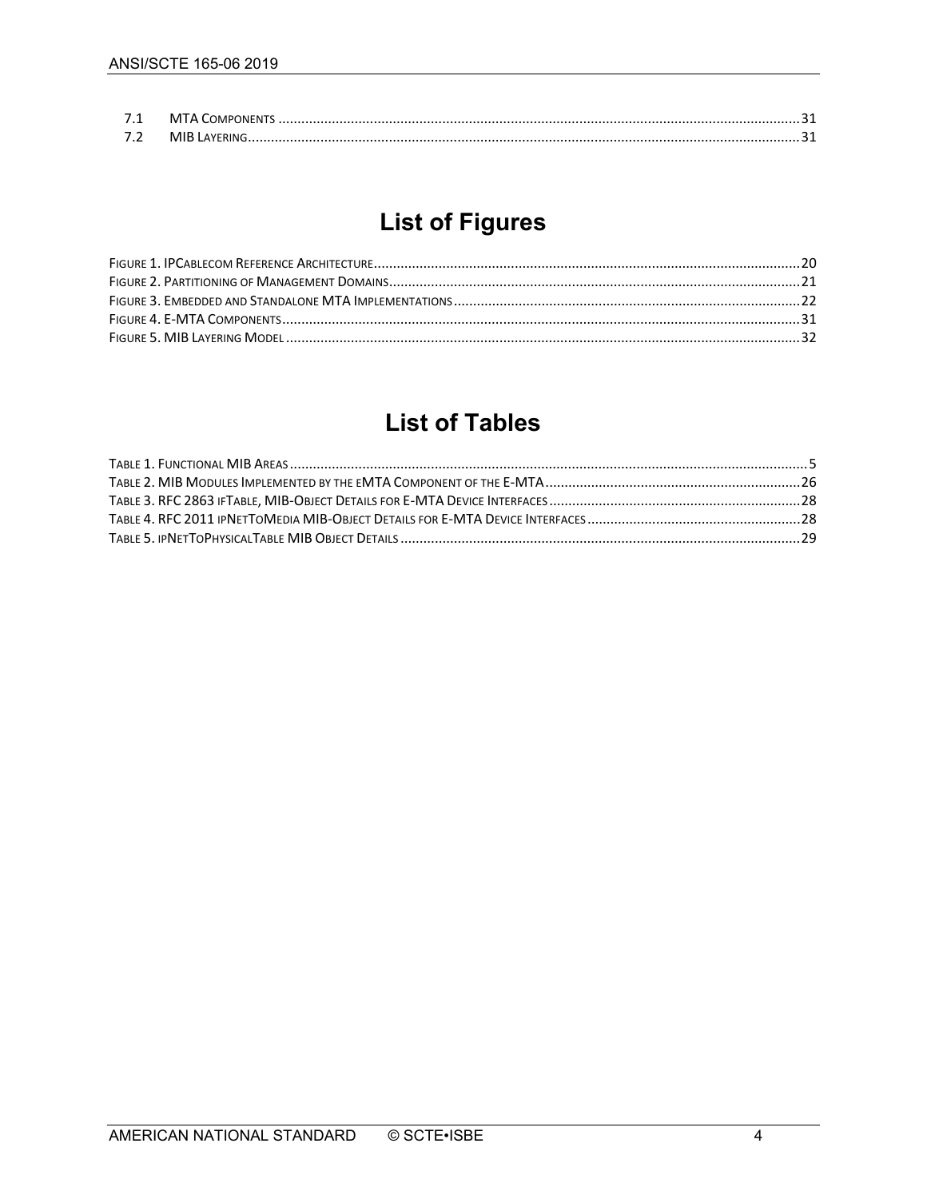7.1 MTA Components ........................................................................................................................................ 31
7.2 MIB Layering ................................................................................................................................................ 31

# List of Figures

Figure 1. IPCablecom Reference Architecture .................................................................................................. 20
Figure 2. Partitioning of Management Domains ............................................................................................... 21
Figure 3. Embedded and Standalone MTA Implementations ............................................................................. 22
Figure 4. E-MTA Components ........................................................................................................................... 31
Figure 5. MIB Layering Model ........................................................................................................................... 32

# List of Tables

Table 1. Functional MIB Areas ............................................................................................................................ 5
Table 2. MIB Modules Implemented by the eMTA Component of the E-MTA .................................................... 26
Table 3. RFC 2863 ifTable, MIB-Object Details for E-MTA Device Interfaces ................................................... 28
Table 4. RFC 2011 ipNetToMedia MIB-Object Details for E-MTA Device Interfaces ......................................... 28
Table 5. ipNetToPhysicalTable MIB Object Details ............................................................................................ 29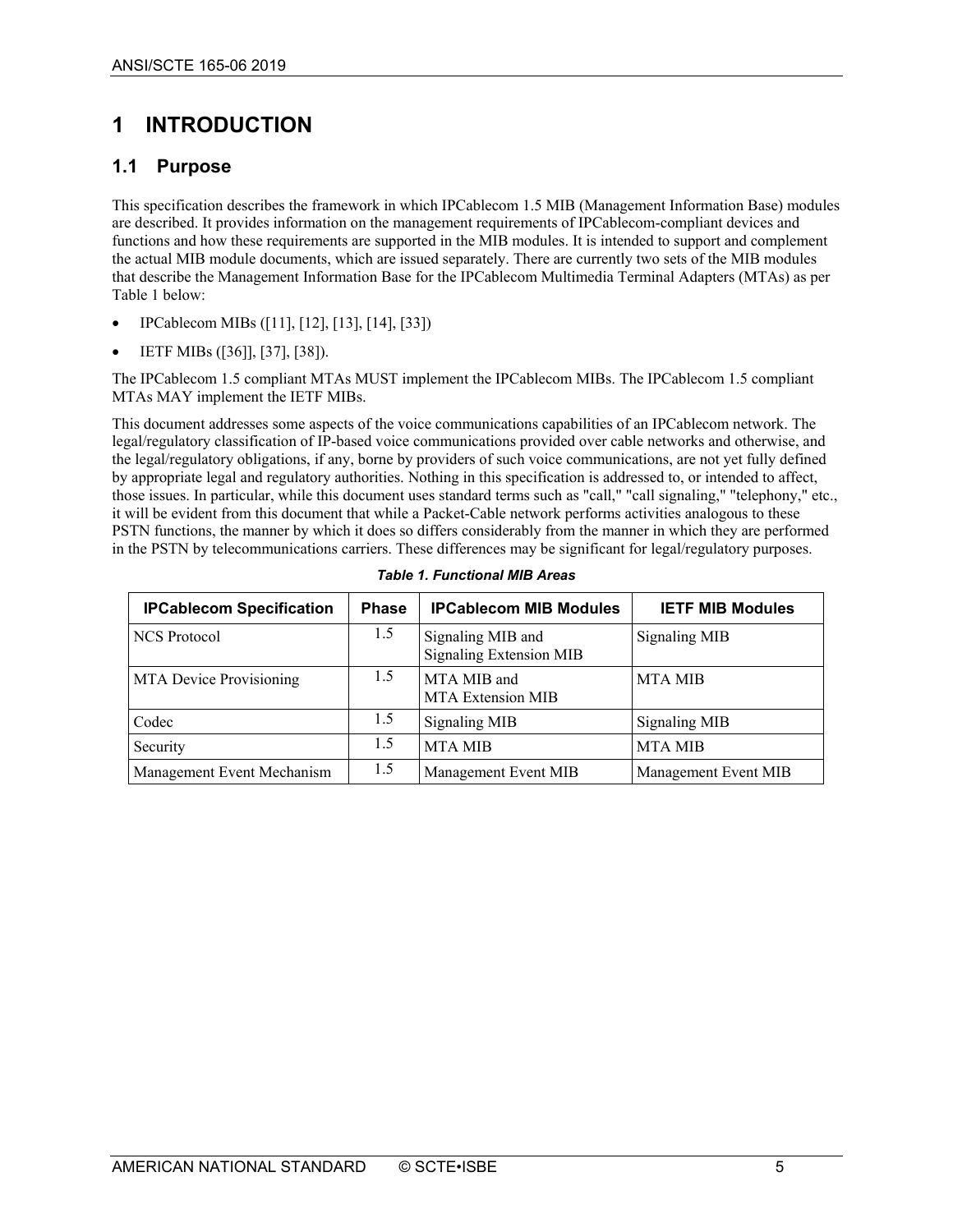# 1 INTRODUCTION

## 1.1 Purpose

This specification describes the framework in which IPCablecom 1.5 MIB (Management Information Base) modules are described. It provides information on the management requirements of IPCablecom-compliant devices and functions and how these requirements are supported in the MIB modules. It is intended to support and complement the actual MIB module documents, which are issued separately. There are currently two sets of the MIB modules that describe the Management Information Base for the IPCablecom Multimedia Terminal Adapters (MTAs) as per Table 1 below:

- IPCablecom MIBs ([11], [12], [13], [14], [33])
- IETF MIBs ([36]], [37], [38]).

The IPCablecom 1.5 compliant MTAs MUST implement the IPCablecom MIBs. The IPCablecom 1.5 compliant MTAs MAY implement the IETF MIBs.

This document addresses some aspects of the voice communications capabilities of an IPCablecom network. The legal/regulatory classification of IP-based voice communications provided over cable networks and otherwise, and the legal/regulatory obligations, if any, borne by providers of such voice communications, are not yet fully defined by appropriate legal and regulatory authorities. Nothing in this specification is addressed to, or intended to affect, those issues. In particular, while this document uses standard terms such as "call," "call signaling," "telephony," etc., it will be evident from this document that while a Packet-Cable network performs activities analogous to these PSTN functions, the manner by which it does so differs considerably from the manner in which they are performed in the PSTN by telecommunications carriers. These differences may be significant for legal/regulatory purposes.

***Table 1. Functional MIB Areas***

| IPCablecom Specification | Phase | IPCablecom MIB Modules | IETF MIB Modules |
|---|---|---|---|
| NCS Protocol | 1.5 | Signaling MIB and Signaling Extension MIB | Signaling MIB |
| MTA Device Provisioning | 1.5 | MTA MIB and MTA Extension MIB | MTA MIB |
| Codec | 1.5 | Signaling MIB | Signaling MIB |
| Security | 1.5 | MTA MIB | MTA MIB |
| Management Event Mechanism | 1.5 | Management Event MIB | Management Event MIB |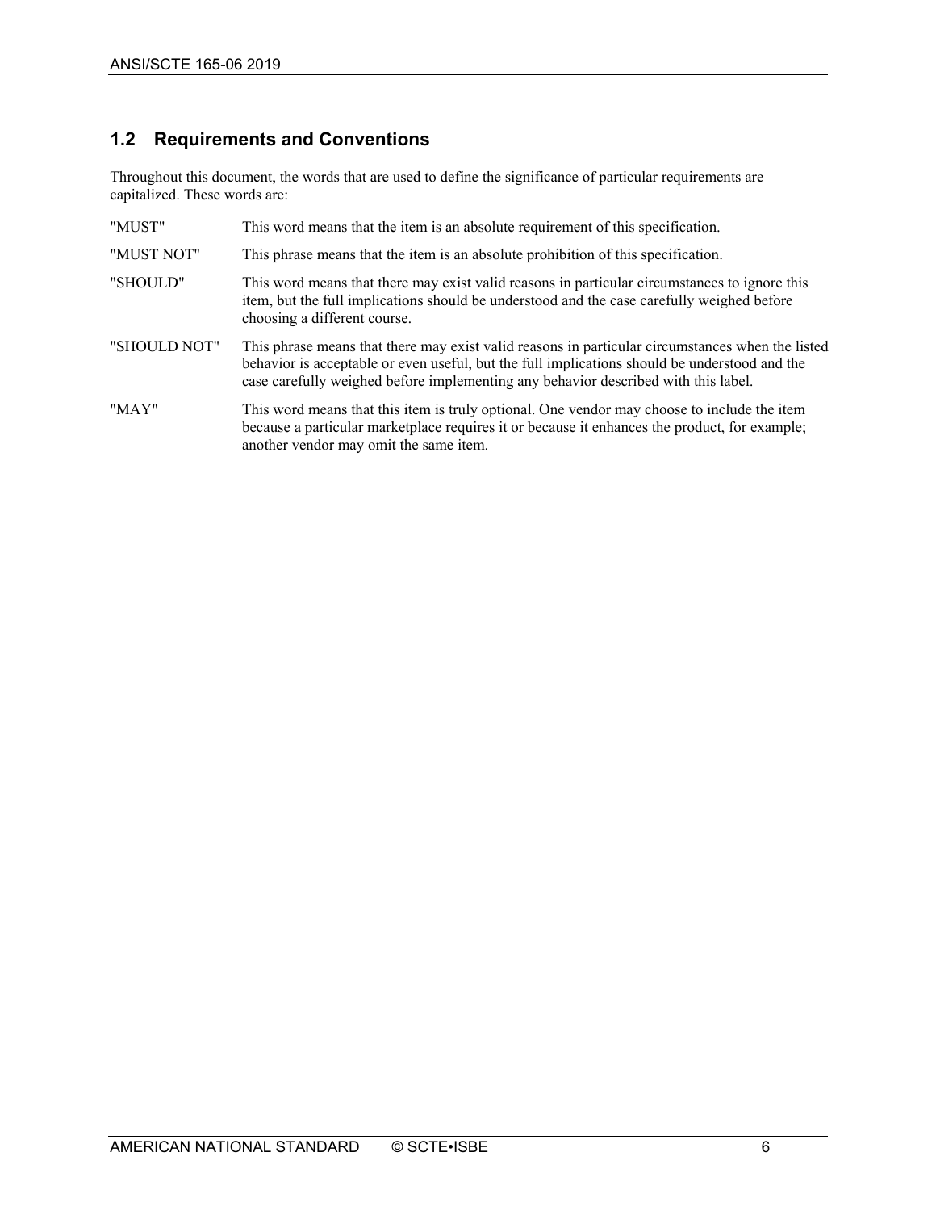## 1.2 Requirements and Conventions

Throughout this document, the words that are used to define the significance of particular requirements are capitalized. These words are:

| | |
|---|---|
| "MUST" | This word means that the item is an absolute requirement of this specification. |
| "MUST NOT" | This phrase means that the item is an absolute prohibition of this specification. |
| "SHOULD" | This word means that there may exist valid reasons in particular circumstances to ignore this item, but the full implications should be understood and the case carefully weighed before choosing a different course. |
| "SHOULD NOT" | This phrase means that there may exist valid reasons in particular circumstances when the listed behavior is acceptable or even useful, but the full implications should be understood and the case carefully weighed before implementing any behavior described with this label. |
| "MAY" | This word means that this item is truly optional. One vendor may choose to include the item because a particular marketplace requires it or because it enhances the product, for example; another vendor may omit the same item. |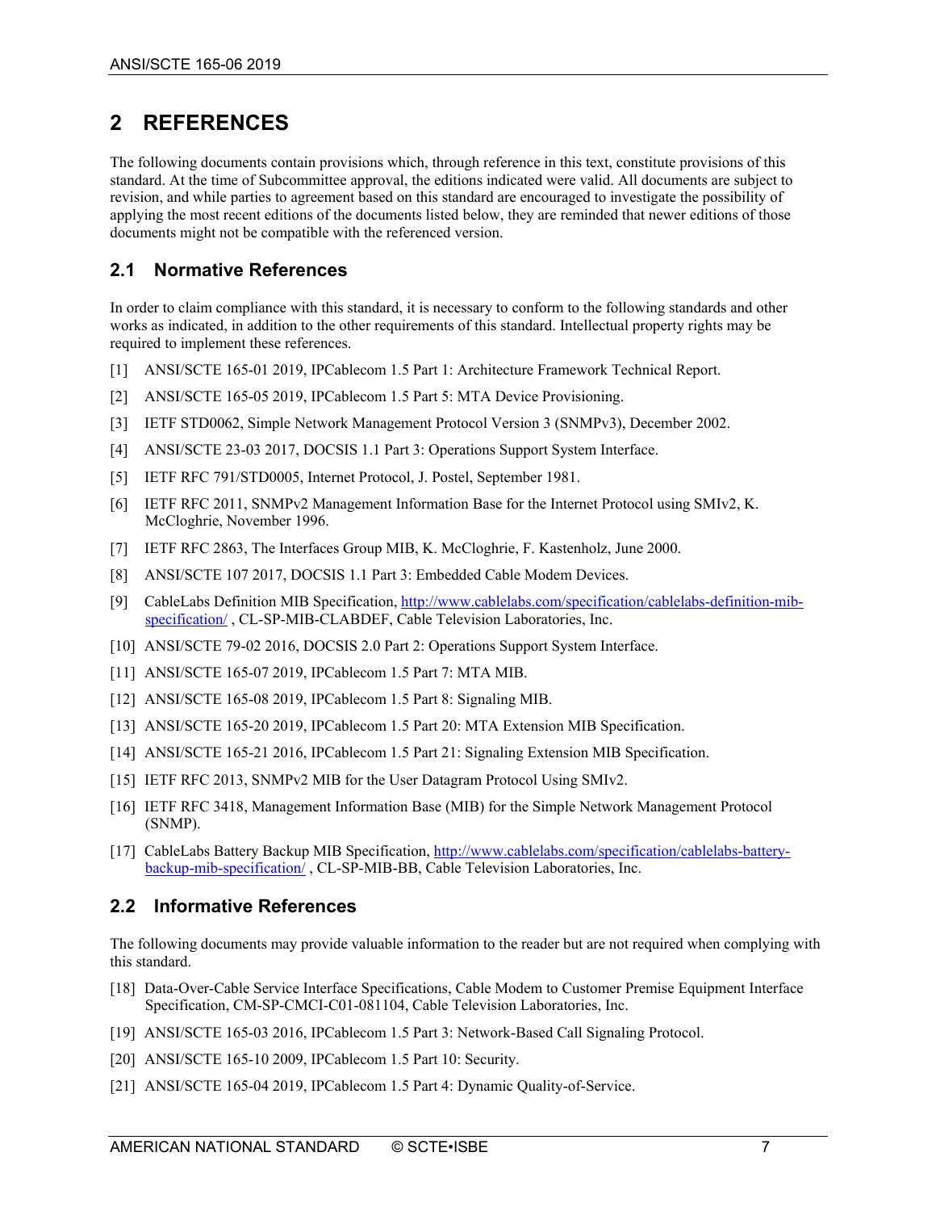# 2 REFERENCES

The following documents contain provisions which, through reference in this text, constitute provisions of this standard. At the time of Subcommittee approval, the editions indicated were valid. All documents are subject to revision, and while parties to agreement based on this standard are encouraged to investigate the possibility of applying the most recent editions of the documents listed below, they are reminded that newer editions of those documents might not be compatible with the referenced version.

## 2.1 Normative References

In order to claim compliance with this standard, it is necessary to conform to the following standards and other works as indicated, in addition to the other requirements of this standard. Intellectual property rights may be required to implement these references.

[1] ANSI/SCTE 165-01 2019, IPCablecom 1.5 Part 1: Architecture Framework Technical Report.

[2] ANSI/SCTE 165-05 2019, IPCablecom 1.5 Part 5: MTA Device Provisioning.

[3] IETF STD0062, Simple Network Management Protocol Version 3 (SNMPv3), December 2002.

[4] ANSI/SCTE 23-03 2017, DOCSIS 1.1 Part 3: Operations Support System Interface.

[5] IETF RFC 791/STD0005, Internet Protocol, J. Postel, September 1981.

[6] IETF RFC 2011, SNMPv2 Management Information Base for the Internet Protocol using SMIv2, K. McCloghrie, November 1996.

[7] IETF RFC 2863, The Interfaces Group MIB, K. McCloghrie, F. Kastenholz, June 2000.

[8] ANSI/SCTE 107 2017, DOCSIS 1.1 Part 3: Embedded Cable Modem Devices.

[9] CableLabs Definition MIB Specification, http://www.cablelabs.com/specification/cablelabs-definition-mib-specification/ , CL-SP-MIB-CLABDEF, Cable Television Laboratories, Inc.

[10] ANSI/SCTE 79-02 2016, DOCSIS 2.0 Part 2: Operations Support System Interface.

[11] ANSI/SCTE 165-07 2019, IPCablecom 1.5 Part 7: MTA MIB.

[12] ANSI/SCTE 165-08 2019, IPCablecom 1.5 Part 8: Signaling MIB.

[13] ANSI/SCTE 165-20 2019, IPCablecom 1.5 Part 20: MTA Extension MIB Specification.

[14] ANSI/SCTE 165-21 2016, IPCablecom 1.5 Part 21: Signaling Extension MIB Specification.

[15] IETF RFC 2013, SNMPv2 MIB for the User Datagram Protocol Using SMIv2.

[16] IETF RFC 3418, Management Information Base (MIB) for the Simple Network Management Protocol (SNMP).

[17] CableLabs Battery Backup MIB Specification, http://www.cablelabs.com/specification/cablelabs-battery-backup-mib-specification/ , CL-SP-MIB-BB, Cable Television Laboratories, Inc.

## 2.2 Informative References

The following documents may provide valuable information to the reader but are not required when complying with this standard.

[18] Data-Over-Cable Service Interface Specifications, Cable Modem to Customer Premise Equipment Interface Specification, CM-SP-CMCI-C01-081104, Cable Television Laboratories, Inc.

[19] ANSI/SCTE 165-03 2016, IPCablecom 1.5 Part 3: Network-Based Call Signaling Protocol.

[20] ANSI/SCTE 165-10 2009, IPCablecom 1.5 Part 10: Security.

[21] ANSI/SCTE 165-04 2019, IPCablecom 1.5 Part 4: Dynamic Quality-of-Service.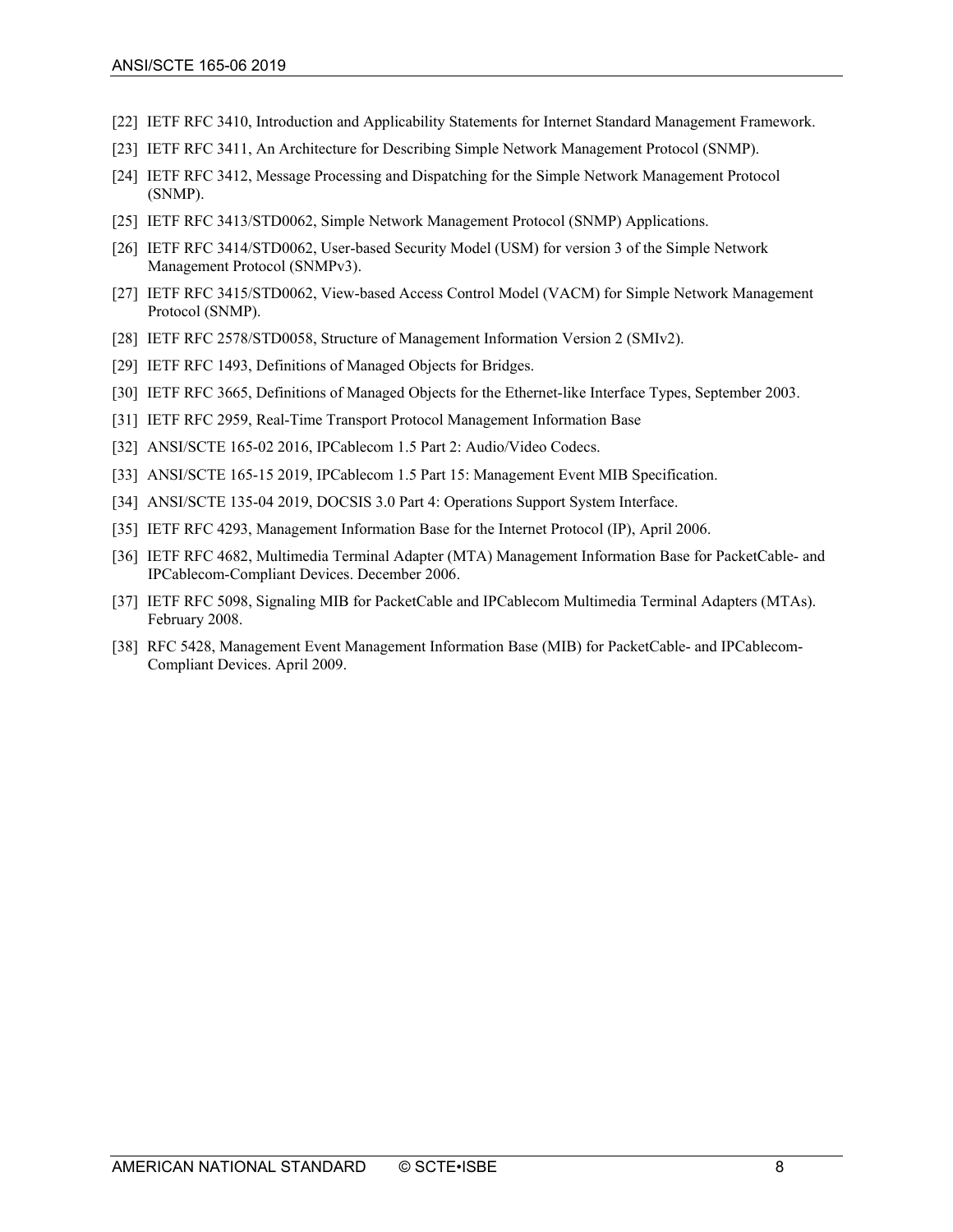[22] IETF RFC 3410, Introduction and Applicability Statements for Internet Standard Management Framework.

[23] IETF RFC 3411, An Architecture for Describing Simple Network Management Protocol (SNMP).

[24] IETF RFC 3412, Message Processing and Dispatching for the Simple Network Management Protocol (SNMP).

[25] IETF RFC 3413/STD0062, Simple Network Management Protocol (SNMP) Applications.

[26] IETF RFC 3414/STD0062, User-based Security Model (USM) for version 3 of the Simple Network Management Protocol (SNMPv3).

[27] IETF RFC 3415/STD0062, View-based Access Control Model (VACM) for Simple Network Management Protocol (SNMP).

[28] IETF RFC 2578/STD0058, Structure of Management Information Version 2 (SMIv2).

[29] IETF RFC 1493, Definitions of Managed Objects for Bridges.

[30] IETF RFC 3665, Definitions of Managed Objects for the Ethernet-like Interface Types, September 2003.

[31] IETF RFC 2959, Real-Time Transport Protocol Management Information Base

[32] ANSI/SCTE 165-02 2016, IPCablecom 1.5 Part 2: Audio/Video Codecs.

[33] ANSI/SCTE 165-15 2019, IPCablecom 1.5 Part 15: Management Event MIB Specification.

[34] ANSI/SCTE 135-04 2019, DOCSIS 3.0 Part 4: Operations Support System Interface.

[35] IETF RFC 4293, Management Information Base for the Internet Protocol (IP), April 2006.

[36] IETF RFC 4682, Multimedia Terminal Adapter (MTA) Management Information Base for PacketCable- and IPCablecom-Compliant Devices. December 2006.

[37] IETF RFC 5098, Signaling MIB for PacketCable and IPCablecom Multimedia Terminal Adapters (MTAs). February 2008.

[38] RFC 5428, Management Event Management Information Base (MIB) for PacketCable- and IPCablecom-Compliant Devices. April 2009.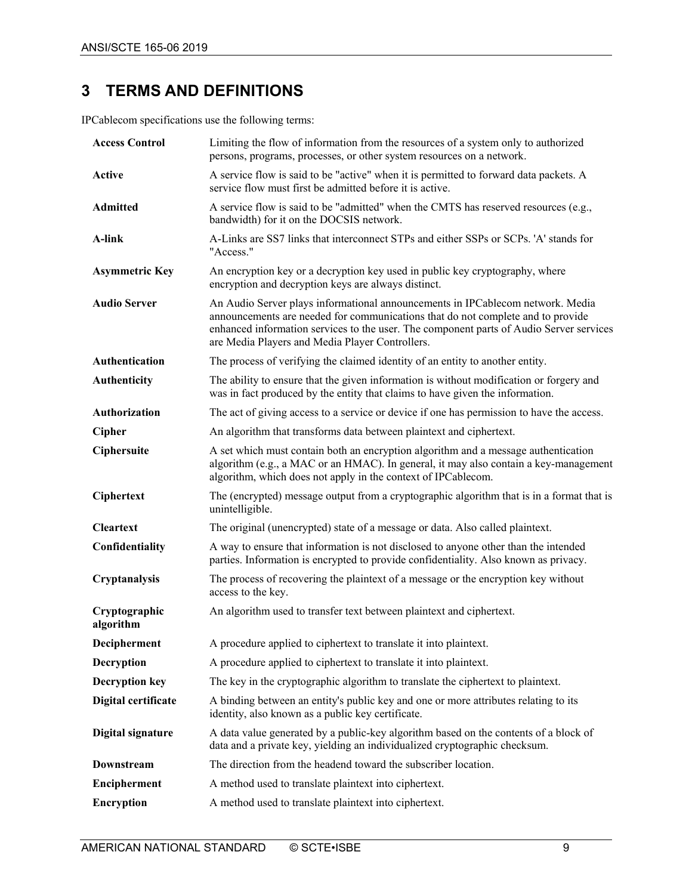# 3 TERMS AND DEFINITIONS

IPCablecom specifications use the following terms:

| | |
|---|---|
| **Access Control** | Limiting the flow of information from the resources of a system only to authorized persons, programs, processes, or other system resources on a network. |
| **Active** | A service flow is said to be "active" when it is permitted to forward data packets. A service flow must first be admitted before it is active. |
| **Admitted** | A service flow is said to be "admitted" when the CMTS has reserved resources (e.g., bandwidth) for it on the DOCSIS network. |
| **A-link** | A-Links are SS7 links that interconnect STPs and either SSPs or SCPs. 'A' stands for "Access." |
| **Asymmetric Key** | An encryption key or a decryption key used in public key cryptography, where encryption and decryption keys are always distinct. |
| **Audio Server** | An Audio Server plays informational announcements in IPCablecom network. Media announcements are needed for communications that do not complete and to provide enhanced information services to the user. The component parts of Audio Server services are Media Players and Media Player Controllers. |
| **Authentication** | The process of verifying the claimed identity of an entity to another entity. |
| **Authenticity** | The ability to ensure that the given information is without modification or forgery and was in fact produced by the entity that claims to have given the information. |
| **Authorization** | The act of giving access to a service or device if one has permission to have the access. |
| **Cipher** | An algorithm that transforms data between plaintext and ciphertext. |
| **Ciphersuite** | A set which must contain both an encryption algorithm and a message authentication algorithm (e.g., a MAC or an HMAC). In general, it may also contain a key-management algorithm, which does not apply in the context of IPCablecom. |
| **Ciphertext** | The (encrypted) message output from a cryptographic algorithm that is in a format that is unintelligible. |
| **Cleartext** | The original (unencrypted) state of a message or data. Also called plaintext. |
| **Confidentiality** | A way to ensure that information is not disclosed to anyone other than the intended parties. Information is encrypted to provide confidentiality. Also known as privacy. |
| **Cryptanalysis** | The process of recovering the plaintext of a message or the encryption key without access to the key. |
| **Cryptographic algorithm** | An algorithm used to transfer text between plaintext and ciphertext. |
| **Decipherment** | A procedure applied to ciphertext to translate it into plaintext. |
| **Decryption** | A procedure applied to ciphertext to translate it into plaintext. |
| **Decryption key** | The key in the cryptographic algorithm to translate the ciphertext to plaintext. |
| **Digital certificate** | A binding between an entity's public key and one or more attributes relating to its identity, also known as a public key certificate. |
| **Digital signature** | A data value generated by a public-key algorithm based on the contents of a block of data and a private key, yielding an individualized cryptographic checksum. |
| **Downstream** | The direction from the headend toward the subscriber location. |
| **Encipherment** | A method used to translate plaintext into ciphertext. |
| **Encryption** | A method used to translate plaintext into ciphertext. |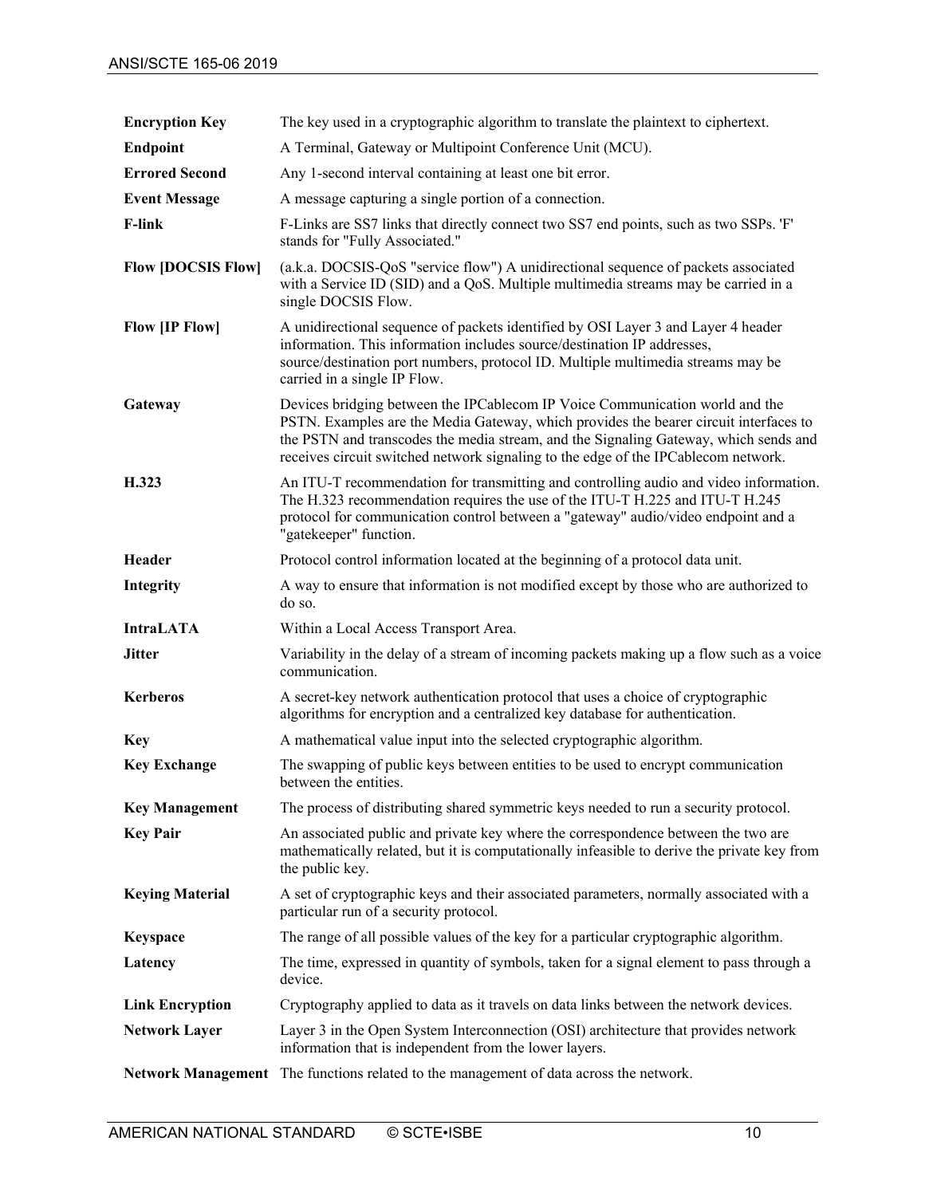| | |
|---|---|
| **Encryption Key** | The key used in a cryptographic algorithm to translate the plaintext to ciphertext. |
| **Endpoint** | A Terminal, Gateway or Multipoint Conference Unit (MCU). |
| **Errored Second** | Any 1-second interval containing at least one bit error. |
| **Event Message** | A message capturing a single portion of a connection. |
| **F-link** | F-Links are SS7 links that directly connect two SS7 end points, such as two SSPs. 'F' stands for "Fully Associated." |
| **Flow [DOCSIS Flow]** | (a.k.a. DOCSIS-QoS "service flow") A unidirectional sequence of packets associated with a Service ID (SID) and a QoS. Multiple multimedia streams may be carried in a single DOCSIS Flow. |
| **Flow [IP Flow]** | A unidirectional sequence of packets identified by OSI Layer 3 and Layer 4 header information. This information includes source/destination IP addresses, source/destination port numbers, protocol ID. Multiple multimedia streams may be carried in a single IP Flow. |
| **Gateway** | Devices bridging between the IPCablecom IP Voice Communication world and the PSTN. Examples are the Media Gateway, which provides the bearer circuit interfaces to the PSTN and transcodes the media stream, and the Signaling Gateway, which sends and receives circuit switched network signaling to the edge of the IPCablecom network. |
| **H.323** | An ITU-T recommendation for transmitting and controlling audio and video information. The H.323 recommendation requires the use of the ITU-T H.225 and ITU-T H.245 protocol for communication control between a "gateway" audio/video endpoint and a "gatekeeper" function. |
| **Header** | Protocol control information located at the beginning of a protocol data unit. |
| **Integrity** | A way to ensure that information is not modified except by those who are authorized to do so. |
| **IntraLATA** | Within a Local Access Transport Area. |
| **Jitter** | Variability in the delay of a stream of incoming packets making up a flow such as a voice communication. |
| **Kerberos** | A secret-key network authentication protocol that uses a choice of cryptographic algorithms for encryption and a centralized key database for authentication. |
| **Key** | A mathematical value input into the selected cryptographic algorithm. |
| **Key Exchange** | The swapping of public keys between entities to be used to encrypt communication between the entities. |
| **Key Management** | The process of distributing shared symmetric keys needed to run a security protocol. |
| **Key Pair** | An associated public and private key where the correspondence between the two are mathematically related, but it is computationally infeasible to derive the private key from the public key. |
| **Keying Material** | A set of cryptographic keys and their associated parameters, normally associated with a particular run of a security protocol. |
| **Keyspace** | The range of all possible values of the key for a particular cryptographic algorithm. |
| **Latency** | The time, expressed in quantity of symbols, taken for a signal element to pass through a device. |
| **Link Encryption** | Cryptography applied to data as it travels on data links between the network devices. |
| **Network Layer** | Layer 3 in the Open System Interconnection (OSI) architecture that provides network information that is independent from the lower layers. |
| **Network Management** | The functions related to the management of data across the network. |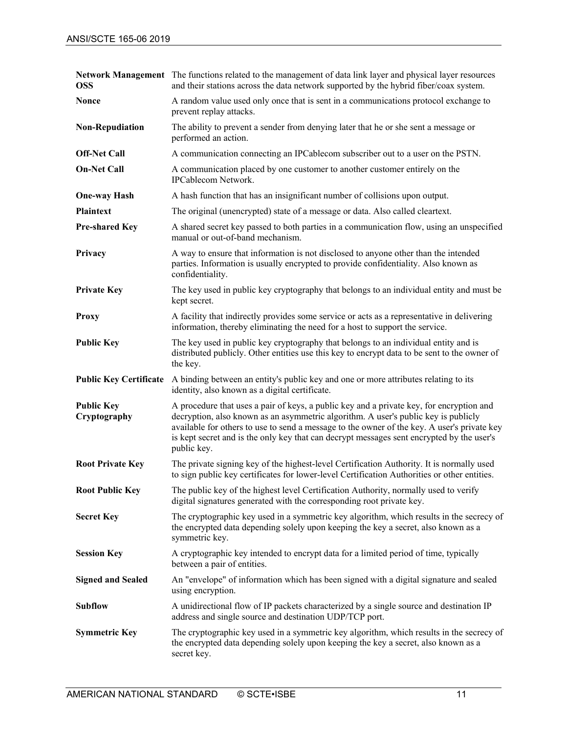| | |
|---|---|
| **Network Management OSS** | The functions related to the management of data link layer and physical layer resources and their stations across the data network supported by the hybrid fiber/coax system. |
| **Nonce** | A random value used only once that is sent in a communications protocol exchange to prevent replay attacks. |
| **Non-Repudiation** | The ability to prevent a sender from denying later that he or she sent a message or performed an action. |
| **Off-Net Call** | A communication connecting an IPCablecom subscriber out to a user on the PSTN. |
| **On-Net Call** | A communication placed by one customer to another customer entirely on the IPCablecom Network. |
| **One-way Hash** | A hash function that has an insignificant number of collisions upon output. |
| **Plaintext** | The original (unencrypted) state of a message or data. Also called cleartext. |
| **Pre-shared Key** | A shared secret key passed to both parties in a communication flow, using an unspecified manual or out-of-band mechanism. |
| **Privacy** | A way to ensure that information is not disclosed to anyone other than the intended parties. Information is usually encrypted to provide confidentiality. Also known as confidentiality. |
| **Private Key** | The key used in public key cryptography that belongs to an individual entity and must be kept secret. |
| **Proxy** | A facility that indirectly provides some service or acts as a representative in delivering information, thereby eliminating the need for a host to support the service. |
| **Public Key** | The key used in public key cryptography that belongs to an individual entity and is distributed publicly. Other entities use this key to encrypt data to be sent to the owner of the key. |
| **Public Key Certificate** | A binding between an entity's public key and one or more attributes relating to its identity, also known as a digital certificate. |
| **Public Key Cryptography** | A procedure that uses a pair of keys, a public key and a private key, for encryption and decryption, also known as an asymmetric algorithm. A user's public key is publicly available for others to use to send a message to the owner of the key. A user's private key is kept secret and is the only key that can decrypt messages sent encrypted by the user's public key. |
| **Root Private Key** | The private signing key of the highest-level Certification Authority. It is normally used to sign public key certificates for lower-level Certification Authorities or other entities. |
| **Root Public Key** | The public key of the highest level Certification Authority, normally used to verify digital signatures generated with the corresponding root private key. |
| **Secret Key** | The cryptographic key used in a symmetric key algorithm, which results in the secrecy of the encrypted data depending solely upon keeping the key a secret, also known as a symmetric key. |
| **Session Key** | A cryptographic key intended to encrypt data for a limited period of time, typically between a pair of entities. |
| **Signed and Sealed** | An "envelope" of information which has been signed with a digital signature and sealed using encryption. |
| **Subflow** | A unidirectional flow of IP packets characterized by a single source and destination IP address and single source and destination UDP/TCP port. |
| **Symmetric Key** | The cryptographic key used in a symmetric key algorithm, which results in the secrecy of the encrypted data depending solely upon keeping the key a secret, also known as a secret key. |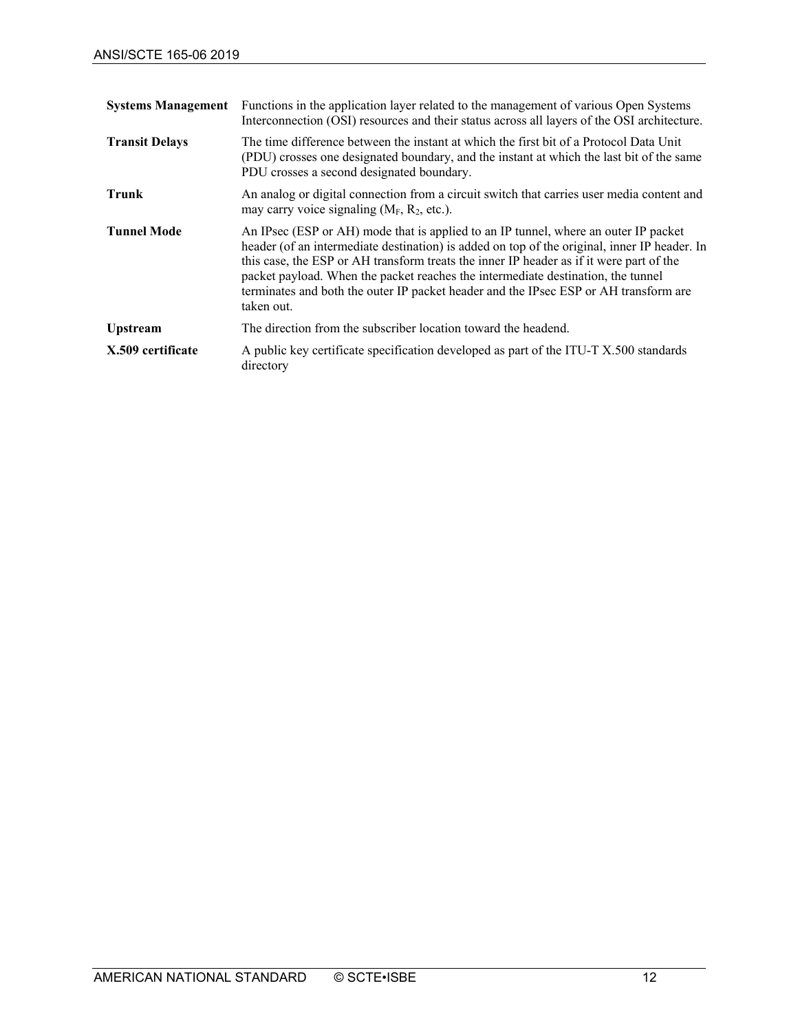| | |
|---|---|
| **Systems Management** | Functions in the application layer related to the management of various Open Systems Interconnection (OSI) resources and their status across all layers of the OSI architecture. |
| **Transit Delays** | The time difference between the instant at which the first bit of a Protocol Data Unit (PDU) crosses one designated boundary, and the instant at which the last bit of the same PDU crosses a second designated boundary. |
| **Trunk** | An analog or digital connection from a circuit switch that carries user media content and may carry voice signaling ($M_F$, $R_2$, etc.). |
| **Tunnel Mode** | An IPsec (ESP or AH) mode that is applied to an IP tunnel, where an outer IP packet header (of an intermediate destination) is added on top of the original, inner IP header. In this case, the ESP or AH transform treats the inner IP header as if it were part of the packet payload. When the packet reaches the intermediate destination, the tunnel terminates and both the outer IP packet header and the IPsec ESP or AH transform are taken out. |
| **Upstream** | The direction from the subscriber location toward the headend. |
| **X.509 certificate** | A public key certificate specification developed as part of the ITU-T X.500 standards directory |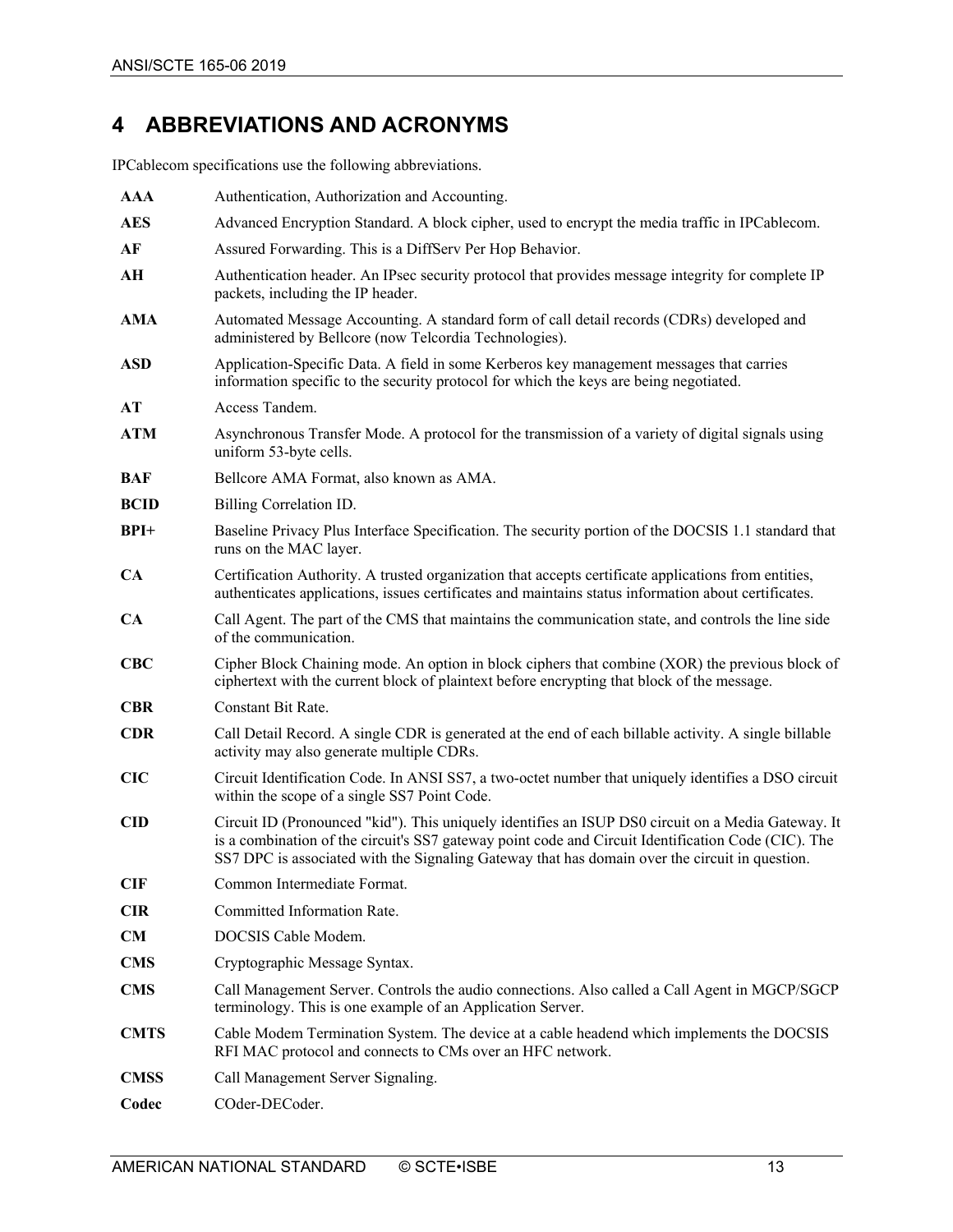# 4 ABBREVIATIONS AND ACRONYMS

IPCablecom specifications use the following abbreviations.

| | |
|---|---|
| **AAA** | Authentication, Authorization and Accounting. |
| **AES** | Advanced Encryption Standard. A block cipher, used to encrypt the media traffic in IPCablecom. |
| **AF** | Assured Forwarding. This is a DiffServ Per Hop Behavior. |
| **AH** | Authentication header. An IPsec security protocol that provides message integrity for complete IP packets, including the IP header. |
| **AMA** | Automated Message Accounting. A standard form of call detail records (CDRs) developed and administered by Bellcore (now Telcordia Technologies). |
| **ASD** | Application-Specific Data. A field in some Kerberos key management messages that carries information specific to the security protocol for which the keys are being negotiated. |
| **AT** | Access Tandem. |
| **ATM** | Asynchronous Transfer Mode. A protocol for the transmission of a variety of digital signals using uniform 53-byte cells. |
| **BAF** | Bellcore AMA Format, also known as AMA. |
| **BCID** | Billing Correlation ID. |
| **BPI+** | Baseline Privacy Plus Interface Specification. The security portion of the DOCSIS 1.1 standard that runs on the MAC layer. |
| **CA** | Certification Authority. A trusted organization that accepts certificate applications from entities, authenticates applications, issues certificates and maintains status information about certificates. |
| **CA** | Call Agent. The part of the CMS that maintains the communication state, and controls the line side of the communication. |
| **CBC** | Cipher Block Chaining mode. An option in block ciphers that combine (XOR) the previous block of ciphertext with the current block of plaintext before encrypting that block of the message. |
| **CBR** | Constant Bit Rate. |
| **CDR** | Call Detail Record. A single CDR is generated at the end of each billable activity. A single billable activity may also generate multiple CDRs. |
| **CIC** | Circuit Identification Code. In ANSI SS7, a two-octet number that uniquely identifies a DSO circuit within the scope of a single SS7 Point Code. |
| **CID** | Circuit ID (Pronounced "kid"). This uniquely identifies an ISUP DS0 circuit on a Media Gateway. It is a combination of the circuit's SS7 gateway point code and Circuit Identification Code (CIC). The SS7 DPC is associated with the Signaling Gateway that has domain over the circuit in question. |
| **CIF** | Common Intermediate Format. |
| **CIR** | Committed Information Rate. |
| **CM** | DOCSIS Cable Modem. |
| **CMS** | Cryptographic Message Syntax. |
| **CMS** | Call Management Server. Controls the audio connections. Also called a Call Agent in MGCP/SGCP terminology. This is one example of an Application Server. |
| **CMTS** | Cable Modem Termination System. The device at a cable headend which implements the DOCSIS RFI MAC protocol and connects to CMs over an HFC network. |
| **CMSS** | Call Management Server Signaling. |
| **Codec** | COder-DECoder. |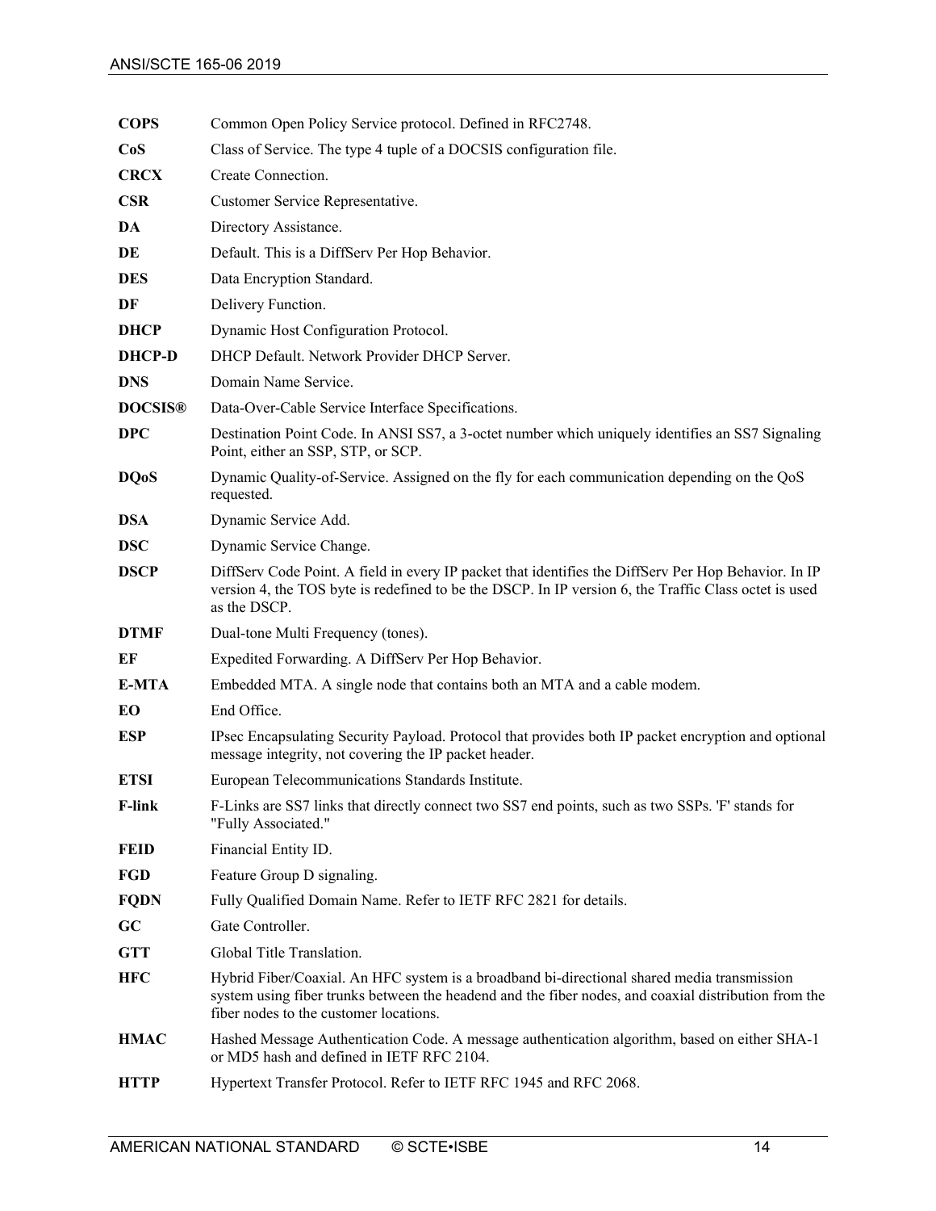| | |
|---|---|
| **COPS** | Common Open Policy Service protocol. Defined in RFC2748. |
| **CoS** | Class of Service. The type 4 tuple of a DOCSIS configuration file. |
| **CRCX** | Create Connection. |
| **CSR** | Customer Service Representative. |
| **DA** | Directory Assistance. |
| **DE** | Default. This is a DiffServ Per Hop Behavior. |
| **DES** | Data Encryption Standard. |
| **DF** | Delivery Function. |
| **DHCP** | Dynamic Host Configuration Protocol. |
| **DHCP-D** | DHCP Default. Network Provider DHCP Server. |
| **DNS** | Domain Name Service. |
| **DOCSIS®** | Data-Over-Cable Service Interface Specifications. |
| **DPC** | Destination Point Code. In ANSI SS7, a 3-octet number which uniquely identifies an SS7 Signaling Point, either an SSP, STP, or SCP. |
| **DQoS** | Dynamic Quality-of-Service. Assigned on the fly for each communication depending on the QoS requested. |
| **DSA** | Dynamic Service Add. |
| **DSC** | Dynamic Service Change. |
| **DSCP** | DiffServ Code Point. A field in every IP packet that identifies the DiffServ Per Hop Behavior. In IP version 4, the TOS byte is redefined to be the DSCP. In IP version 6, the Traffic Class octet is used as the DSCP. |
| **DTMF** | Dual-tone Multi Frequency (tones). |
| **EF** | Expedited Forwarding. A DiffServ Per Hop Behavior. |
| **E-MTA** | Embedded MTA. A single node that contains both an MTA and a cable modem. |
| **EO** | End Office. |
| **ESP** | IPsec Encapsulating Security Payload. Protocol that provides both IP packet encryption and optional message integrity, not covering the IP packet header. |
| **ETSI** | European Telecommunications Standards Institute. |
| **F-link** | F-Links are SS7 links that directly connect two SS7 end points, such as two SSPs. 'F' stands for "Fully Associated." |
| **FEID** | Financial Entity ID. |
| **FGD** | Feature Group D signaling. |
| **FQDN** | Fully Qualified Domain Name. Refer to IETF RFC 2821 for details. |
| **GC** | Gate Controller. |
| **GTT** | Global Title Translation. |
| **HFC** | Hybrid Fiber/Coaxial. An HFC system is a broadband bi-directional shared media transmission system using fiber trunks between the headend and the fiber nodes, and coaxial distribution from the fiber nodes to the customer locations. |
| **HMAC** | Hashed Message Authentication Code. A message authentication algorithm, based on either SHA-1 or MD5 hash and defined in IETF RFC 2104. |
| **HTTP** | Hypertext Transfer Protocol. Refer to IETF RFC 1945 and RFC 2068. |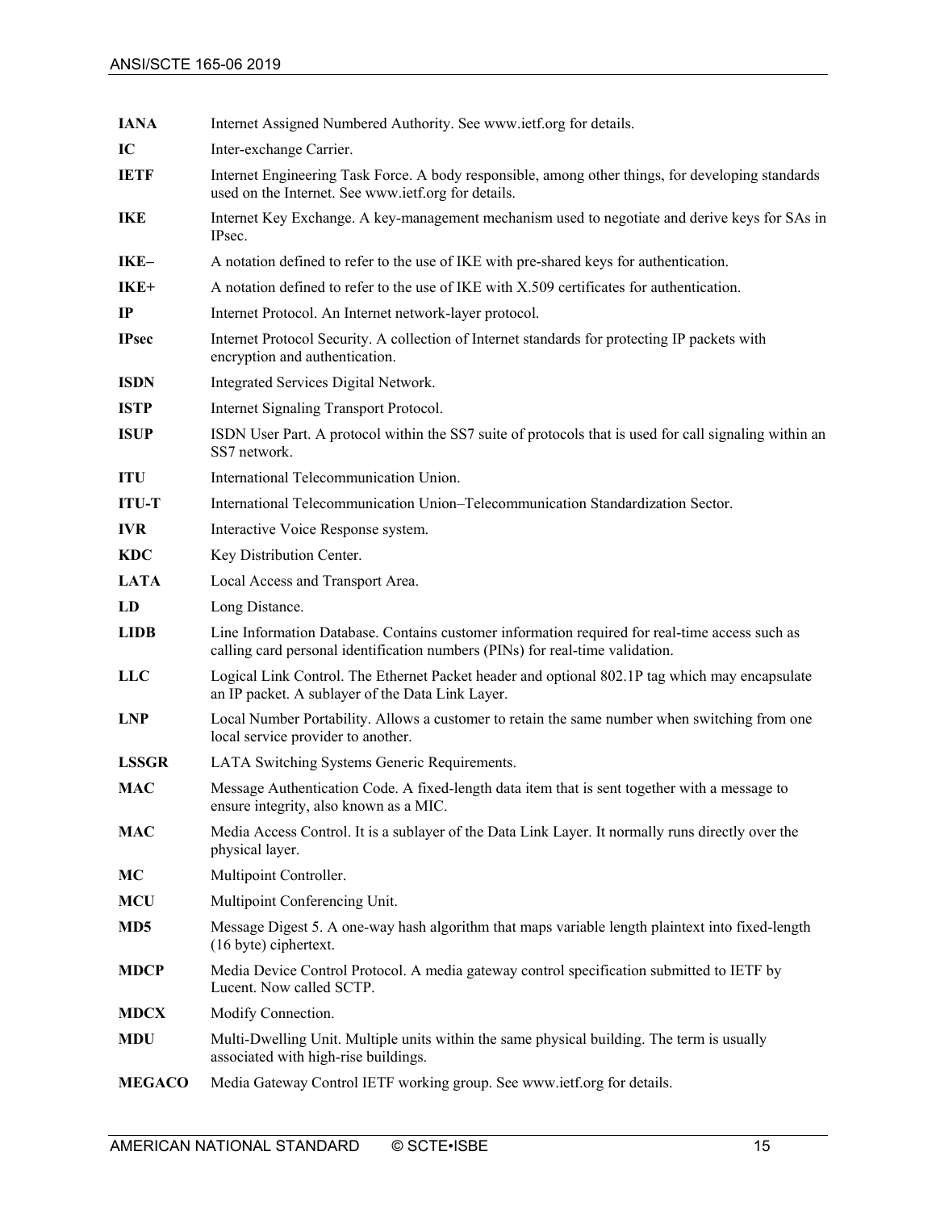| | |
|---|---|
| **IANA** | Internet Assigned Numbered Authority. See www.ietf.org for details. |
| **IC** | Inter-exchange Carrier. |
| **IETF** | Internet Engineering Task Force. A body responsible, among other things, for developing standards used on the Internet. See www.ietf.org for details. |
| **IKE** | Internet Key Exchange. A key-management mechanism used to negotiate and derive keys for SAs in IPsec. |
| **IKE–** | A notation defined to refer to the use of IKE with pre-shared keys for authentication. |
| **IKE+** | A notation defined to refer to the use of IKE with X.509 certificates for authentication. |
| **IP** | Internet Protocol. An Internet network-layer protocol. |
| **IPsec** | Internet Protocol Security. A collection of Internet standards for protecting IP packets with encryption and authentication. |
| **ISDN** | Integrated Services Digital Network. |
| **ISTP** | Internet Signaling Transport Protocol. |
| **ISUP** | ISDN User Part. A protocol within the SS7 suite of protocols that is used for call signaling within an SS7 network. |
| **ITU** | International Telecommunication Union. |
| **ITU-T** | International Telecommunication Union–Telecommunication Standardization Sector. |
| **IVR** | Interactive Voice Response system. |
| **KDC** | Key Distribution Center. |
| **LATA** | Local Access and Transport Area. |
| **LD** | Long Distance. |
| **LIDB** | Line Information Database. Contains customer information required for real-time access such as calling card personal identification numbers (PINs) for real-time validation. |
| **LLC** | Logical Link Control. The Ethernet Packet header and optional 802.1P tag which may encapsulate an IP packet. A sublayer of the Data Link Layer. |
| **LNP** | Local Number Portability. Allows a customer to retain the same number when switching from one local service provider to another. |
| **LSSGR** | LATA Switching Systems Generic Requirements. |
| **MAC** | Message Authentication Code. A fixed-length data item that is sent together with a message to ensure integrity, also known as a MIC. |
| **MAC** | Media Access Control. It is a sublayer of the Data Link Layer. It normally runs directly over the physical layer. |
| **MC** | Multipoint Controller. |
| **MCU** | Multipoint Conferencing Unit. |
| **MD5** | Message Digest 5. A one-way hash algorithm that maps variable length plaintext into fixed-length (16 byte) ciphertext. |
| **MDCP** | Media Device Control Protocol. A media gateway control specification submitted to IETF by Lucent. Now called SCTP. |
| **MDCX** | Modify Connection. |
| **MDU** | Multi-Dwelling Unit. Multiple units within the same physical building. The term is usually associated with high-rise buildings. |
| **MEGACO** | Media Gateway Control IETF working group. See www.ietf.org for details. |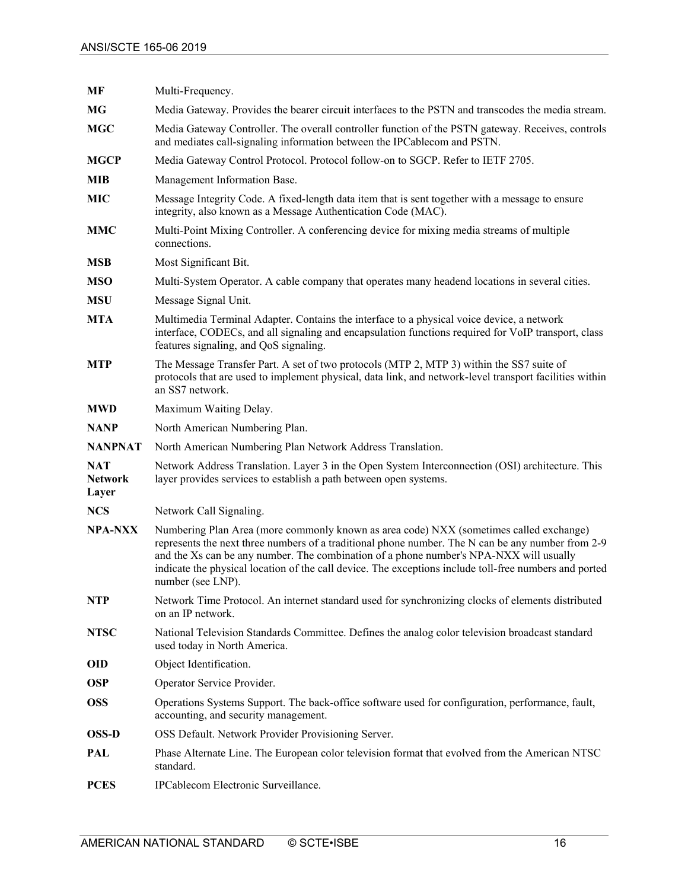| | |
|---|---|
| **MF** | Multi-Frequency. |
| **MG** | Media Gateway. Provides the bearer circuit interfaces to the PSTN and transcodes the media stream. |
| **MGC** | Media Gateway Controller. The overall controller function of the PSTN gateway. Receives, controls and mediates call-signaling information between the IPCablecom and PSTN. |
| **MGCP** | Media Gateway Control Protocol. Protocol follow-on to SGCP. Refer to IETF 2705. |
| **MIB** | Management Information Base. |
| **MIC** | Message Integrity Code. A fixed-length data item that is sent together with a message to ensure integrity, also known as a Message Authentication Code (MAC). |
| **MMC** | Multi-Point Mixing Controller. A conferencing device for mixing media streams of multiple connections. |
| **MSB** | Most Significant Bit. |
| **MSO** | Multi-System Operator. A cable company that operates many headend locations in several cities. |
| **MSU** | Message Signal Unit. |
| **MTA** | Multimedia Terminal Adapter. Contains the interface to a physical voice device, a network interface, CODECs, and all signaling and encapsulation functions required for VoIP transport, class features signaling, and QoS signaling. |
| **MTP** | The Message Transfer Part. A set of two protocols (MTP 2, MTP 3) within the SS7 suite of protocols that are used to implement physical, data link, and network-level transport facilities within an SS7 network. |
| **MWD** | Maximum Waiting Delay. |
| **NANP** | North American Numbering Plan. |
| **NANPNAT** | North American Numbering Plan Network Address Translation. |
| **NAT Network Layer** | Network Address Translation. Layer 3 in the Open System Interconnection (OSI) architecture. This layer provides services to establish a path between open systems. |
| **NCS** | Network Call Signaling. |
| **NPA-NXX** | Numbering Plan Area (more commonly known as area code) NXX (sometimes called exchange) represents the next three numbers of a traditional phone number. The N can be any number from 2-9 and the Xs can be any number. The combination of a phone number's NPA-NXX will usually indicate the physical location of the call device. The exceptions include toll-free numbers and ported number (see LNP). |
| **NTP** | Network Time Protocol. An internet standard used for synchronizing clocks of elements distributed on an IP network. |
| **NTSC** | National Television Standards Committee. Defines the analog color television broadcast standard used today in North America. |
| **OID** | Object Identification. |
| **OSP** | Operator Service Provider. |
| **OSS** | Operations Systems Support. The back-office software used for configuration, performance, fault, accounting, and security management. |
| **OSS-D** | OSS Default. Network Provider Provisioning Server. |
| **PAL** | Phase Alternate Line. The European color television format that evolved from the American NTSC standard. |
| **PCES** | IPCablecom Electronic Surveillance. |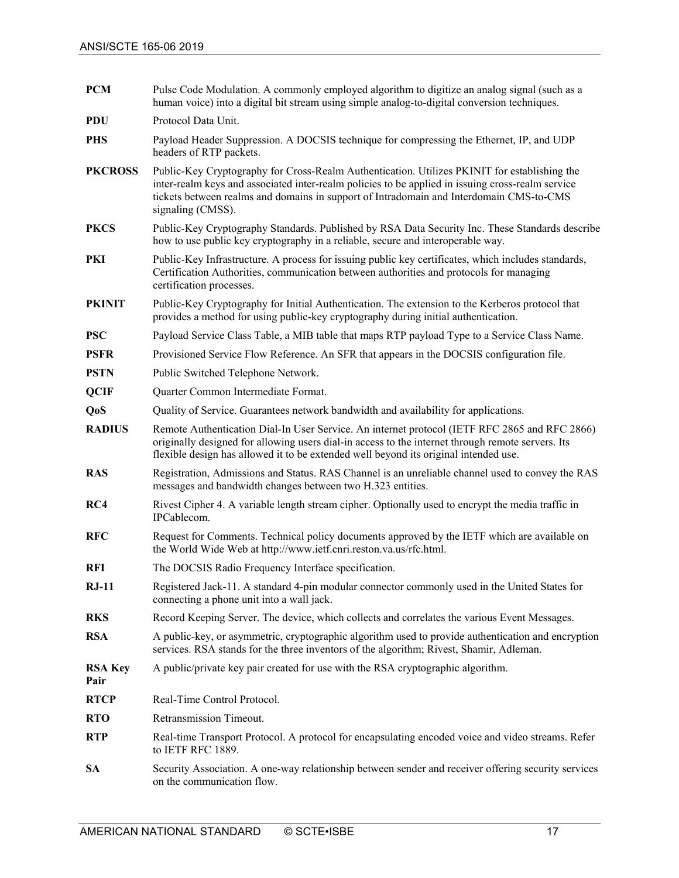| | |
|---|---|
| **PCM** | Pulse Code Modulation. A commonly employed algorithm to digitize an analog signal (such as a human voice) into a digital bit stream using simple analog-to-digital conversion techniques. |
| **PDU** | Protocol Data Unit. |
| **PHS** | Payload Header Suppression. A DOCSIS technique for compressing the Ethernet, IP, and UDP headers of RTP packets. |
| **PKCROSS** | Public-Key Cryptography for Cross-Realm Authentication. Utilizes PKINIT for establishing the inter-realm keys and associated inter-realm policies to be applied in issuing cross-realm service tickets between realms and domains in support of Intradomain and Interdomain CMS-to-CMS signaling (CMSS). |
| **PKCS** | Public-Key Cryptography Standards. Published by RSA Data Security Inc. These Standards describe how to use public key cryptography in a reliable, secure and interoperable way. |
| **PKI** | Public-Key Infrastructure. A process for issuing public key certificates, which includes standards, Certification Authorities, communication between authorities and protocols for managing certification processes. |
| **PKINIT** | Public-Key Cryptography for Initial Authentication. The extension to the Kerberos protocol that provides a method for using public-key cryptography during initial authentication. |
| **PSC** | Payload Service Class Table, a MIB table that maps RTP payload Type to a Service Class Name. |
| **PSFR** | Provisioned Service Flow Reference. An SFR that appears in the DOCSIS configuration file. |
| **PSTN** | Public Switched Telephone Network. |
| **QCIF** | Quarter Common Intermediate Format. |
| **QoS** | Quality of Service. Guarantees network bandwidth and availability for applications. |
| **RADIUS** | Remote Authentication Dial-In User Service. An internet protocol (IETF RFC 2865 and RFC 2866) originally designed for allowing users dial-in access to the internet through remote servers. Its flexible design has allowed it to be extended well beyond its original intended use. |
| **RAS** | Registration, Admissions and Status. RAS Channel is an unreliable channel used to convey the RAS messages and bandwidth changes between two H.323 entities. |
| **RC4** | Rivest Cipher 4. A variable length stream cipher. Optionally used to encrypt the media traffic in IPCablecom. |
| **RFC** | Request for Comments. Technical policy documents approved by the IETF which are available on the World Wide Web at http://www.ietf.cnri.reston.va.us/rfc.html. |
| **RFI** | The DOCSIS Radio Frequency Interface specification. |
| **RJ-11** | Registered Jack-11. A standard 4-pin modular connector commonly used in the United States for connecting a phone unit into a wall jack. |
| **RKS** | Record Keeping Server. The device, which collects and correlates the various Event Messages. |
| **RSA** | A public-key, or asymmetric, cryptographic algorithm used to provide authentication and encryption services. RSA stands for the three inventors of the algorithm; Rivest, Shamir, Adleman. |
| **RSA Key Pair** | A public/private key pair created for use with the RSA cryptographic algorithm. |
| **RTCP** | Real-Time Control Protocol. |
| **RTO** | Retransmission Timeout. |
| **RTP** | Real-time Transport Protocol. A protocol for encapsulating encoded voice and video streams. Refer to IETF RFC 1889. |
| **SA** | Security Association. A one-way relationship between sender and receiver offering security services on the communication flow. |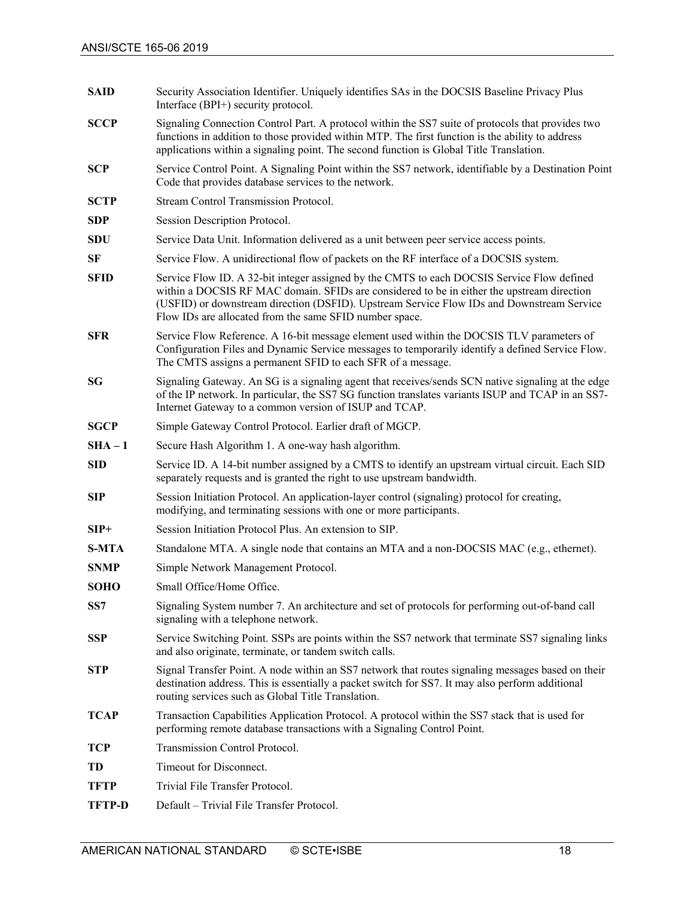| | |
|---|---|
| **SAID** | Security Association Identifier. Uniquely identifies SAs in the DOCSIS Baseline Privacy Plus Interface (BPI+) security protocol. |
| **SCCP** | Signaling Connection Control Part. A protocol within the SS7 suite of protocols that provides two functions in addition to those provided within MTP. The first function is the ability to address applications within a signaling point. The second function is Global Title Translation. |
| **SCP** | Service Control Point. A Signaling Point within the SS7 network, identifiable by a Destination Point Code that provides database services to the network. |
| **SCTP** | Stream Control Transmission Protocol. |
| **SDP** | Session Description Protocol. |
| **SDU** | Service Data Unit. Information delivered as a unit between peer service access points. |
| **SF** | Service Flow. A unidirectional flow of packets on the RF interface of a DOCSIS system. |
| **SFID** | Service Flow ID. A 32-bit integer assigned by the CMTS to each DOCSIS Service Flow defined within a DOCSIS RF MAC domain. SFIDs are considered to be in either the upstream direction (USFID) or downstream direction (DSFID). Upstream Service Flow IDs and Downstream Service Flow IDs are allocated from the same SFID number space. |
| **SFR** | Service Flow Reference. A 16-bit message element used within the DOCSIS TLV parameters of Configuration Files and Dynamic Service messages to temporarily identify a defined Service Flow. The CMTS assigns a permanent SFID to each SFR of a message. |
| **SG** | Signaling Gateway. An SG is a signaling agent that receives/sends SCN native signaling at the edge of the IP network. In particular, the SS7 SG function translates variants ISUP and TCAP in an SS7-Internet Gateway to a common version of ISUP and TCAP. |
| **SGCP** | Simple Gateway Control Protocol. Earlier draft of MGCP. |
| **SHA – 1** | Secure Hash Algorithm 1. A one-way hash algorithm. |
| **SID** | Service ID. A 14-bit number assigned by a CMTS to identify an upstream virtual circuit. Each SID separately requests and is granted the right to use upstream bandwidth. |
| **SIP** | Session Initiation Protocol. An application-layer control (signaling) protocol for creating, modifying, and terminating sessions with one or more participants. |
| **SIP+** | Session Initiation Protocol Plus. An extension to SIP. |
| **S-MTA** | Standalone MTA. A single node that contains an MTA and a non-DOCSIS MAC (e.g., ethernet). |
| **SNMP** | Simple Network Management Protocol. |
| **SOHO** | Small Office/Home Office. |
| **SS7** | Signaling System number 7. An architecture and set of protocols for performing out-of-band call signaling with a telephone network. |
| **SSP** | Service Switching Point. SSPs are points within the SS7 network that terminate SS7 signaling links and also originate, terminate, or tandem switch calls. |
| **STP** | Signal Transfer Point. A node within an SS7 network that routes signaling messages based on their destination address. This is essentially a packet switch for SS7. It may also perform additional routing services such as Global Title Translation. |
| **TCAP** | Transaction Capabilities Application Protocol. A protocol within the SS7 stack that is used for performing remote database transactions with a Signaling Control Point. |
| **TCP** | Transmission Control Protocol. |
| **TD** | Timeout for Disconnect. |
| **TFTP** | Trivial File Transfer Protocol. |
| **TFTP-D** | Default – Trivial File Transfer Protocol. |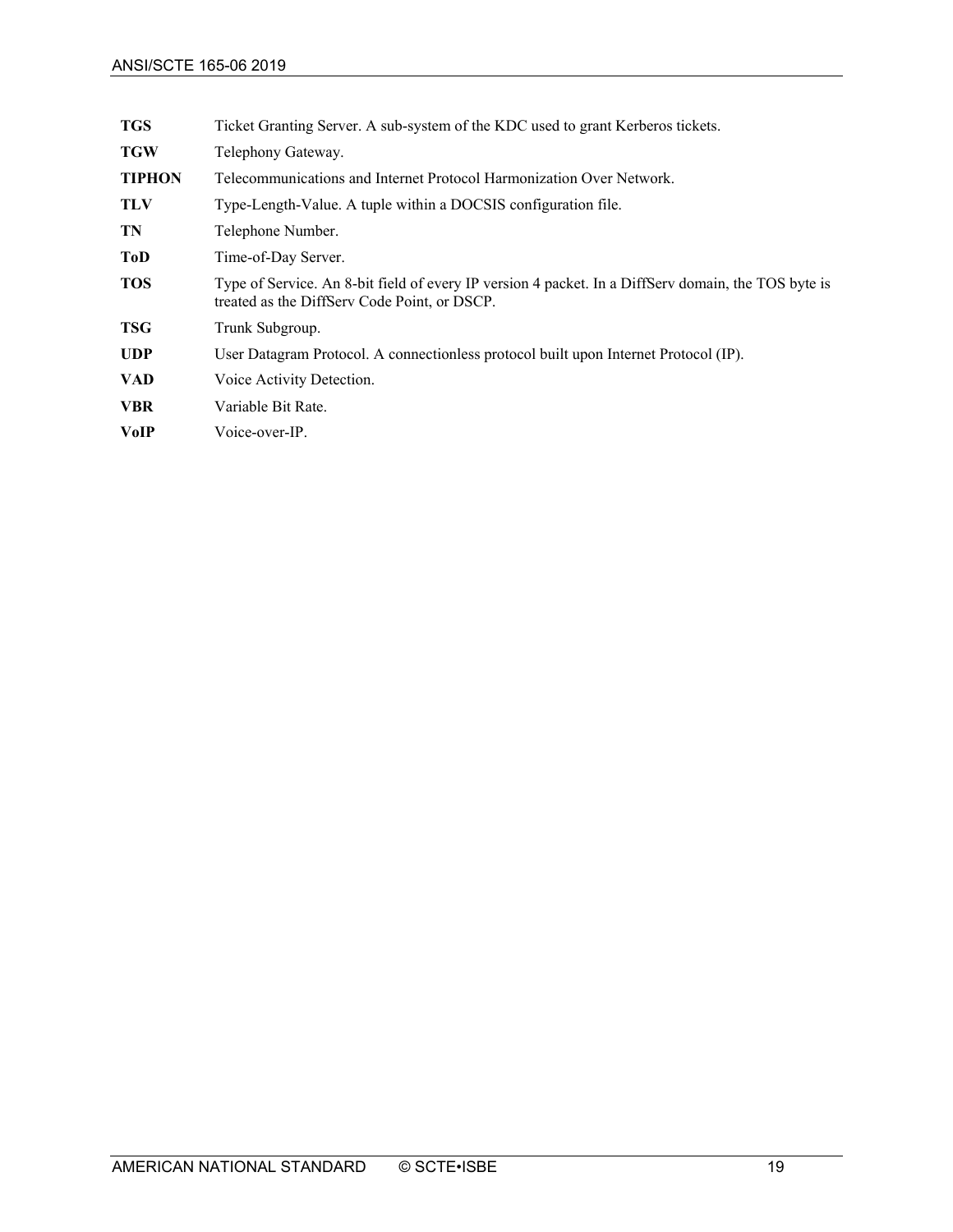| | |
|---|---|
| **TGS** | Ticket Granting Server. A sub-system of the KDC used to grant Kerberos tickets. |
| **TGW** | Telephony Gateway. |
| **TIPHON** | Telecommunications and Internet Protocol Harmonization Over Network. |
| **TLV** | Type-Length-Value. A tuple within a DOCSIS configuration file. |
| **TN** | Telephone Number. |
| **ToD** | Time-of-Day Server. |
| **TOS** | Type of Service. An 8-bit field of every IP version 4 packet. In a DiffServ domain, the TOS byte is treated as the DiffServ Code Point, or DSCP. |
| **TSG** | Trunk Subgroup. |
| **UDP** | User Datagram Protocol. A connectionless protocol built upon Internet Protocol (IP). |
| **VAD** | Voice Activity Detection. |
| **VBR** | Variable Bit Rate. |
| **VoIP** | Voice-over-IP. |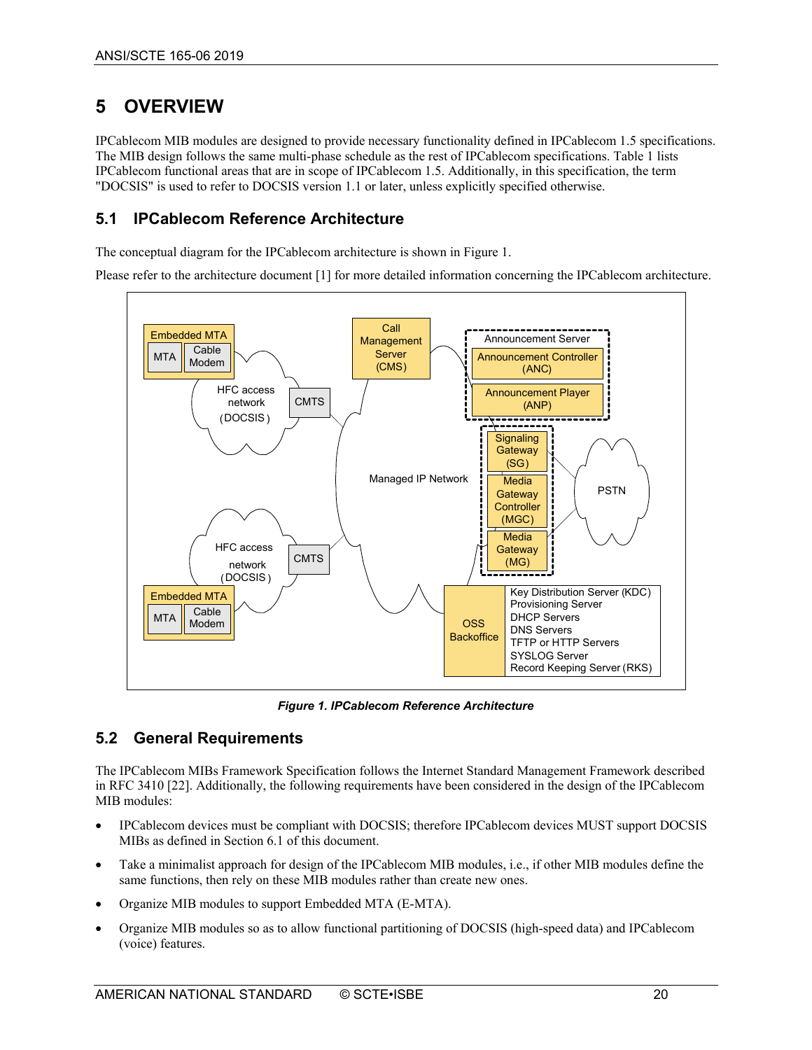# 5 OVERVIEW

IPCablecom MIB modules are designed to provide necessary functionality defined in IPCablecom 1.5 specifications. The MIB design follows the same multi-phase schedule as the rest of IPCablecom specifications. Table 1 lists IPCablecom functional areas that are in scope of IPCablecom 1.5. Additionally, in this specification, the term "DOCSIS" is used to refer to DOCSIS version 1.1 or later, unless explicitly specified otherwise.

## 5.1 IPCablecom Reference Architecture

The conceptual diagram for the IPCablecom architecture is shown in Figure 1.

Please refer to the architecture document [1] for more detailed information concerning the IPCablecom architecture.

*Figure 1. IPCablecom Reference Architecture*

## 5.2 General Requirements

The IPCablecom MIBs Framework Specification follows the Internet Standard Management Framework described in RFC 3410 [22]. Additionally, the following requirements have been considered in the design of the IPCablecom MIB modules:

- IPCablecom devices must be compliant with DOCSIS; therefore IPCablecom devices MUST support DOCSIS MIBs as defined in Section 6.1 of this document.
- Take a minimalist approach for design of the IPCablecom MIB modules, i.e., if other MIB modules define the same functions, then rely on these MIB modules rather than create new ones.
- Organize MIB modules to support Embedded MTA (E-MTA).
- Organize MIB modules so as to allow functional partitioning of DOCSIS (high-speed data) and IPCablecom (voice) features.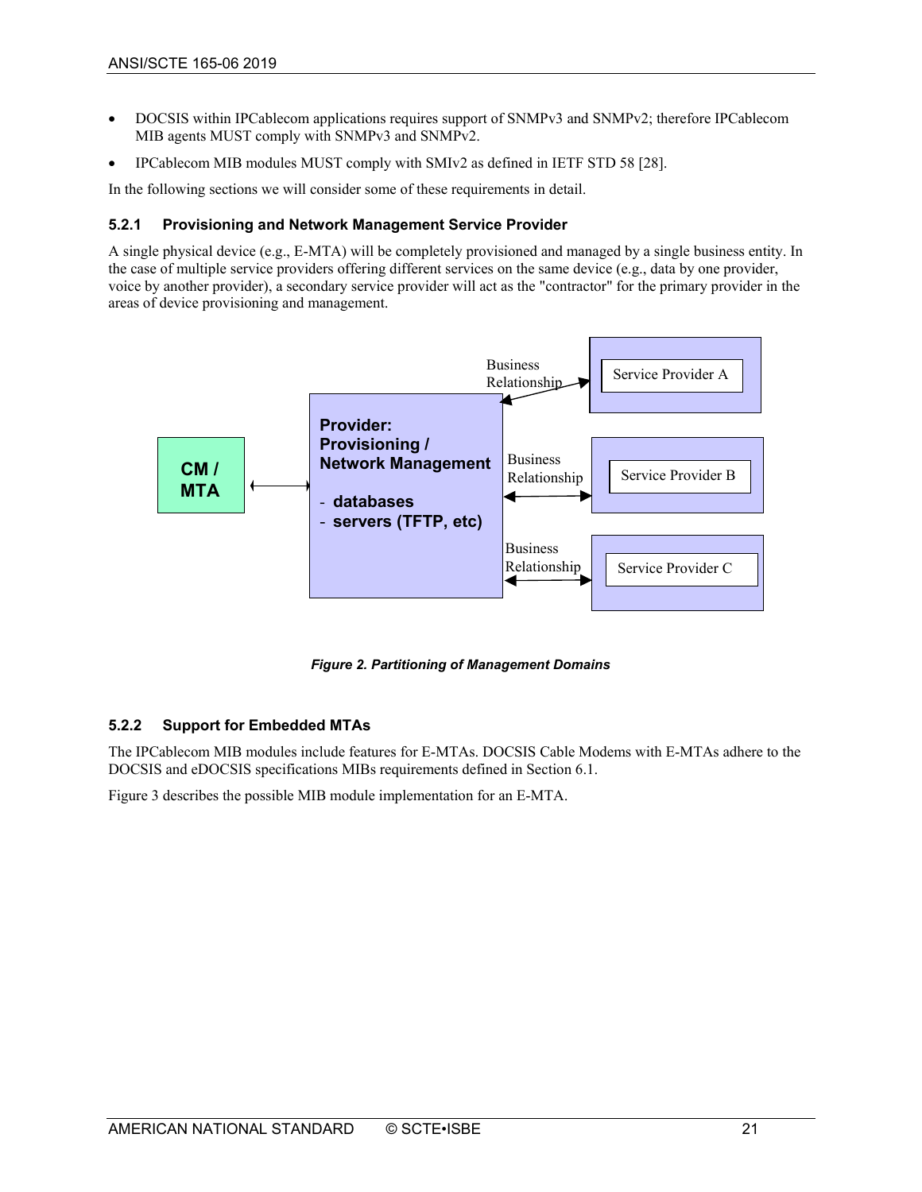- DOCSIS within IPCablecom applications requires support of SNMPv3 and SNMPv2; therefore IPCablecom MIB agents MUST comply with SNMPv3 and SNMPv2.
- IPCablecom MIB modules MUST comply with SMIv2 as defined in IETF STD 58 [28].

In the following sections we will consider some of these requirements in detail.

### 5.2.1 Provisioning and Network Management Service Provider

A single physical device (e.g., E-MTA) will be completely provisioned and managed by a single business entity. In the case of multiple service providers offering different services on the same device (e.g., data by one provider, voice by another provider), a secondary service provider will act as the "contractor" for the primary provider in the areas of device provisioning and management.

*Figure 2. Partitioning of Management Domains*

### 5.2.2 Support for Embedded MTAs

The IPCablecom MIB modules include features for E-MTAs. DOCSIS Cable Modems with E-MTAs adhere to the DOCSIS and eDOCSIS specifications MIBs requirements defined in Section 6.1.

Figure 3 describes the possible MIB module implementation for an E-MTA.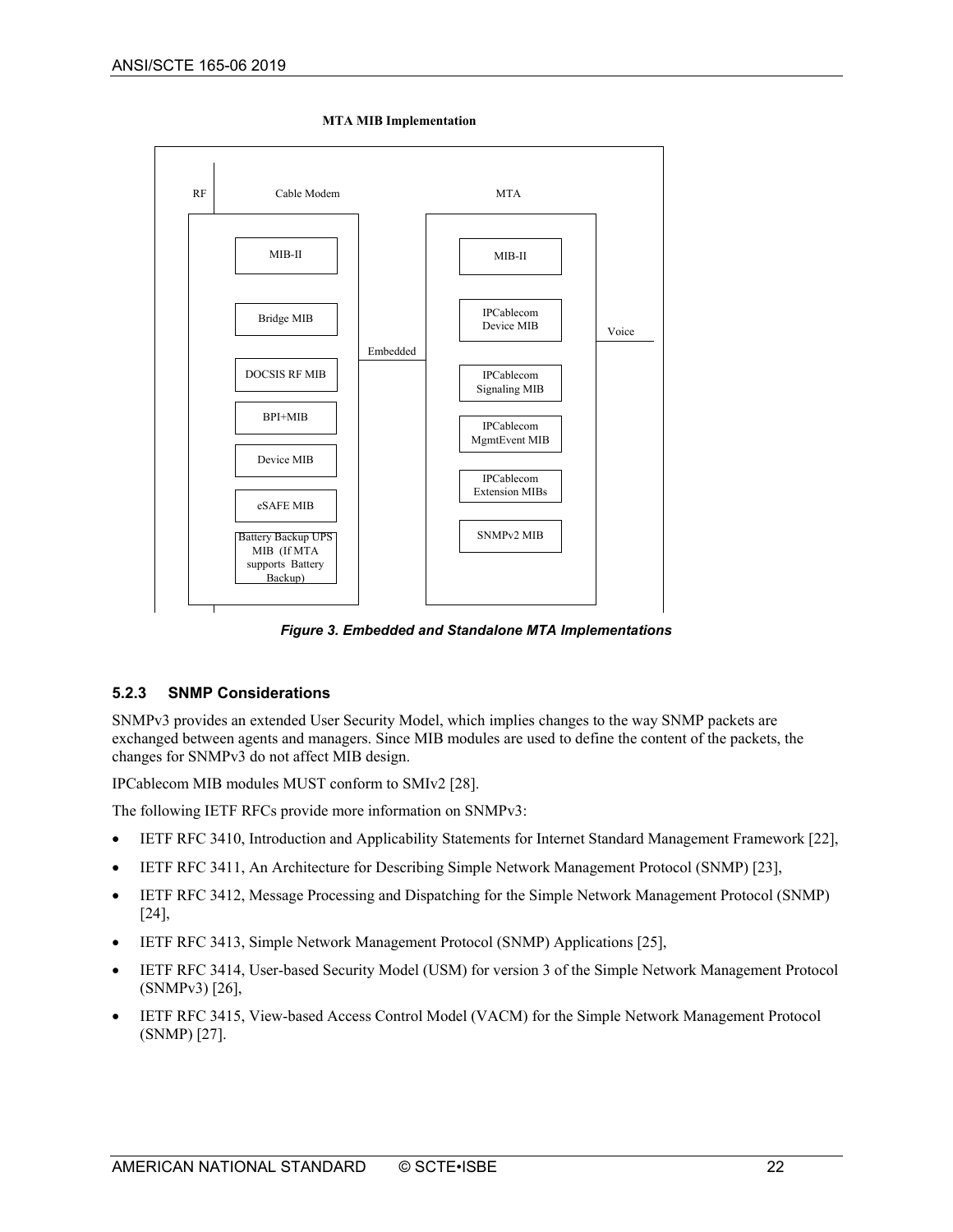**MTA MIB Implementation**

RF | Cable Modem | MTA

Cable Modem:
- MIB-II
- Bridge MIB
- DOCSIS RF MIB
- BPI+MIB
- Device MIB
- eSAFE MIB
- Battery Backup UPS MIB (If MTA supports Battery Backup)

Embedded

MTA:
- MIB-II
- IPCablecom Device MIB
- IPCablecom Signaling MIB
- IPCablecom MgmtEvent MIB
- IPCablecom Extension MIBs
- SNMPv2 MIB

Voice

*Figure 3. Embedded and Standalone MTA Implementations*

### 5.2.3 SNMP Considerations

SNMPv3 provides an extended User Security Model, which implies changes to the way SNMP packets are exchanged between agents and managers. Since MIB modules are used to define the content of the packets, the changes for SNMPv3 do not affect MIB design.

IPCablecom MIB modules MUST conform to SMIv2 [28].

The following IETF RFCs provide more information on SNMPv3:

- IETF RFC 3410, Introduction and Applicability Statements for Internet Standard Management Framework [22],
- IETF RFC 3411, An Architecture for Describing Simple Network Management Protocol (SNMP) [23],
- IETF RFC 3412, Message Processing and Dispatching for the Simple Network Management Protocol (SNMP) [24],
- IETF RFC 3413, Simple Network Management Protocol (SNMP) Applications [25],
- IETF RFC 3414, User-based Security Model (USM) for version 3 of the Simple Network Management Protocol (SNMPv3) [26],
- IETF RFC 3415, View-based Access Control Model (VACM) for the Simple Network Management Protocol (SNMP) [27].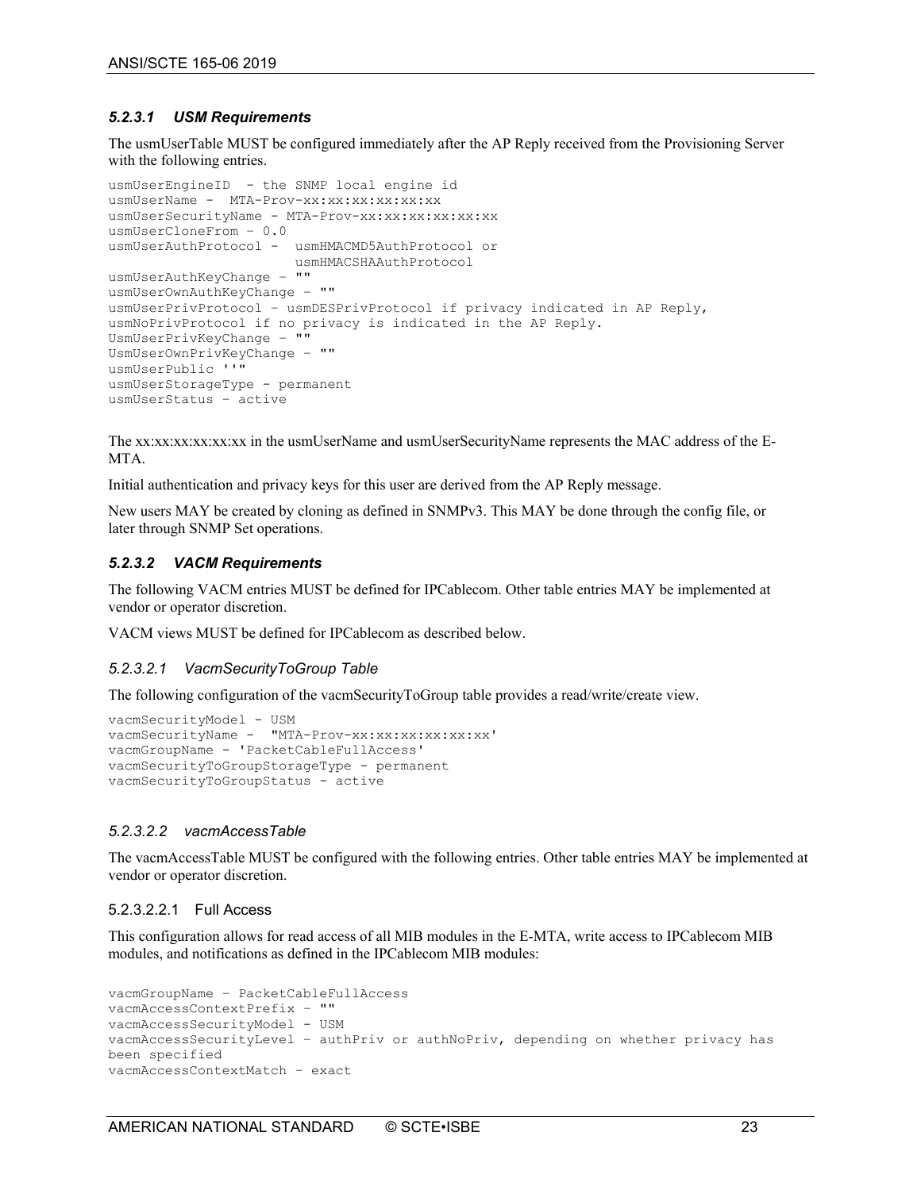#### *5.2.3.1 USM Requirements*

The usmUserTable MUST be configured immediately after the AP Reply received from the Provisioning Server with the following entries.

```
usmUserEngineID  - the SNMP local engine id
usmUserName -  MTA-Prov-xx:xx:xx:xx:xx:xx
usmUserSecurityName - MTA-Prov-xx:xx:xx:xx:xx:xx
usmUserCloneFrom – 0.0
usmUserAuthProtocol -  usmHMACMD5AuthProtocol or
                       usmHMACSHAAuthProtocol
usmUserAuthKeyChange – ""
usmUserOwnAuthKeyChange – ""
usmUserPrivProtocol – usmDESPrivProtocol if privacy indicated in AP Reply,
usmNoPrivProtocol if no privacy is indicated in the AP Reply.
UsmUserPrivKeyChange – ""
UsmUserOwnPrivKeyChange – ""
usmUserPublic ''"
usmUserStorageType - permanent
usmUserStatus – active
```

The xx:xx:xx:xx:xx:xx in the usmUserName and usmUserSecurityName represents the MAC address of the E-MTA.

Initial authentication and privacy keys for this user are derived from the AP Reply message.

New users MAY be created by cloning as defined in SNMPv3. This MAY be done through the config file, or later through SNMP Set operations.

#### *5.2.3.2 VACM Requirements*

The following VACM entries MUST be defined for IPCablecom. Other table entries MAY be implemented at vendor or operator discretion.

VACM views MUST be defined for IPCablecom as described below.

##### *5.2.3.2.1 VacmSecurityToGroup Table*

The following configuration of the vacmSecurityToGroup table provides a read/write/create view.

```
vacmSecurityModel - USM
vacmSecurityName -  "MTA-Prov-xx:xx:xx:xx:xx:xx'
vacmGroupName - 'PacketCableFullAccess'
vacmSecurityToGroupStorageType - permanent
vacmSecurityToGroupStatus - active
```

##### *5.2.3.2.2 vacmAccessTable*

The vacmAccessTable MUST be configured with the following entries. Other table entries MAY be implemented at vendor or operator discretion.

###### 5.2.3.2.2.1 Full Access

This configuration allows for read access of all MIB modules in the E-MTA, write access to IPCablecom MIB modules, and notifications as defined in the IPCablecom MIB modules:

```
vacmGroupName – PacketCableFullAccess
vacmAccessContextPrefix – ""
vacmAccessSecurityModel - USM
vacmAccessSecurityLevel – authPriv or authNoPriv, depending on whether privacy has
been specified
vacmAccessContextMatch – exact
```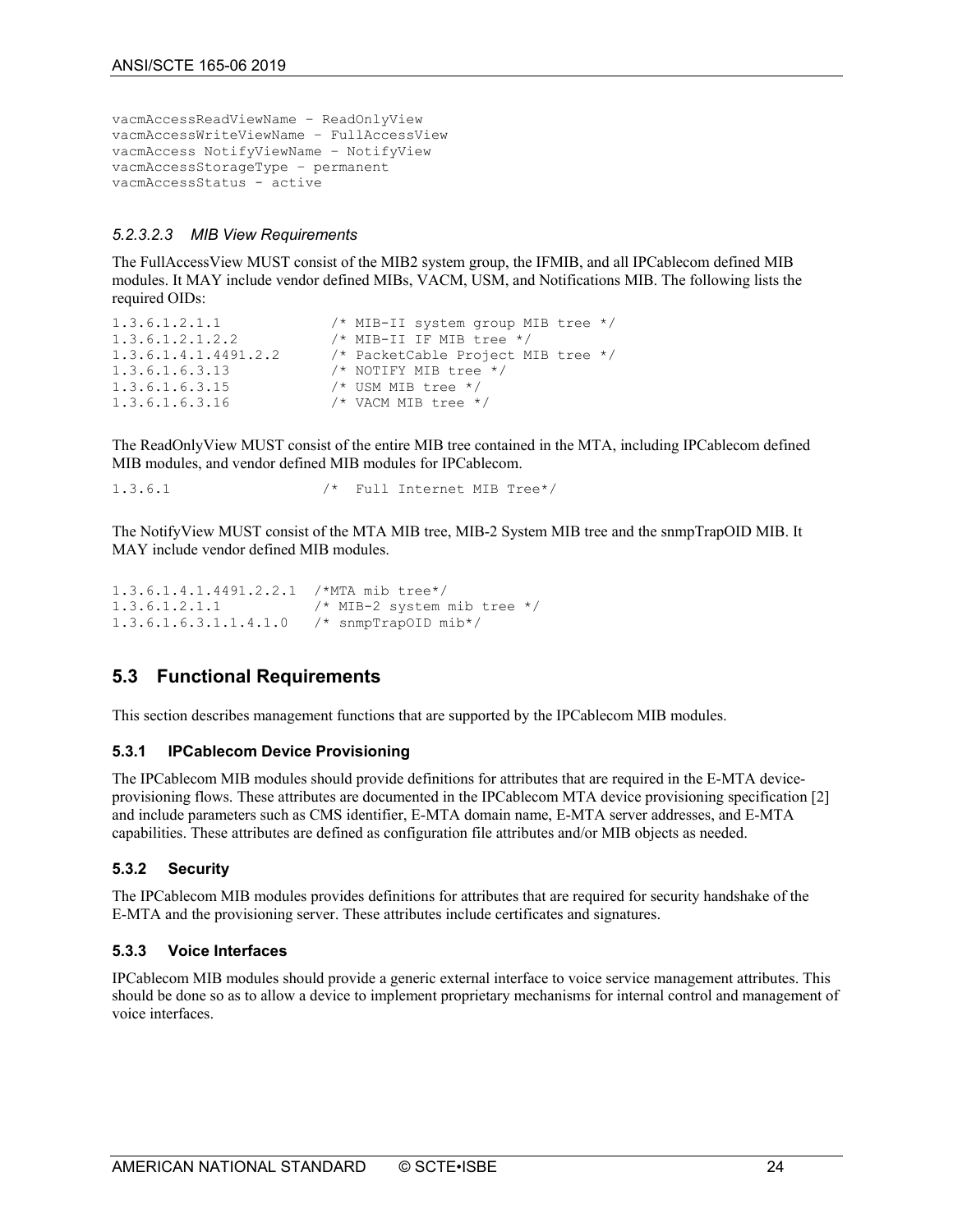```
vacmAccessReadViewName – ReadOnlyView
vacmAccessWriteViewName – FullAccessView
vacmAccess NotifyViewName – NotifyView
vacmAccessStorageType – permanent
vacmAccessStatus - active
```

##### *5.2.3.2.3 MIB View Requirements*

The FullAccessView MUST consist of the MIB2 system group, the IFMIB, and all IPCablecom defined MIB modules. It MAY include vendor defined MIBs, VACM, USM, and Notifications MIB. The following lists the required OIDs:

```
1.3.6.1.2.1.1             /* MIB-II system group MIB tree */
1.3.6.1.2.1.2.2           /* MIB-II IF MIB tree */
1.3.6.1.4.1.4491.2.2      /* PacketCable Project MIB tree */
1.3.6.1.6.3.13            /* NOTIFY MIB tree */
1.3.6.1.6.3.15            /* USM MIB tree */
1.3.6.1.6.3.16            /* VACM MIB tree */
```

The ReadOnlyView MUST consist of the entire MIB tree contained in the MTA, including IPCablecom defined MIB modules, and vendor defined MIB modules for IPCablecom.

```
1.3.6.1                  /*  Full Internet MIB Tree*/
```

The NotifyView MUST consist of the MTA MIB tree, MIB-2 System MIB tree and the snmpTrapOID MIB. It MAY include vendor defined MIB modules.

```
1.3.6.1.4.1.4491.2.2.1  /*MTA mib tree*/
1.3.6.1.2.1.1           /* MIB-2 system mib tree */
1.3.6.1.6.3.1.1.4.1.0   /* snmpTrapOID mib*/
```

## 5.3 Functional Requirements

This section describes management functions that are supported by the IPCablecom MIB modules.

### 5.3.1 IPCablecom Device Provisioning

The IPCablecom MIB modules should provide definitions for attributes that are required in the E-MTA device-provisioning flows. These attributes are documented in the IPCablecom MTA device provisioning specification [2] and include parameters such as CMS identifier, E-MTA domain name, E-MTA server addresses, and E-MTA capabilities. These attributes are defined as configuration file attributes and/or MIB objects as needed.

### 5.3.2 Security

The IPCablecom MIB modules provides definitions for attributes that are required for security handshake of the E-MTA and the provisioning server. These attributes include certificates and signatures.

### 5.3.3 Voice Interfaces

IPCablecom MIB modules should provide a generic external interface to voice service management attributes. This should be done so as to allow a device to implement proprietary mechanisms for internal control and management of voice interfaces.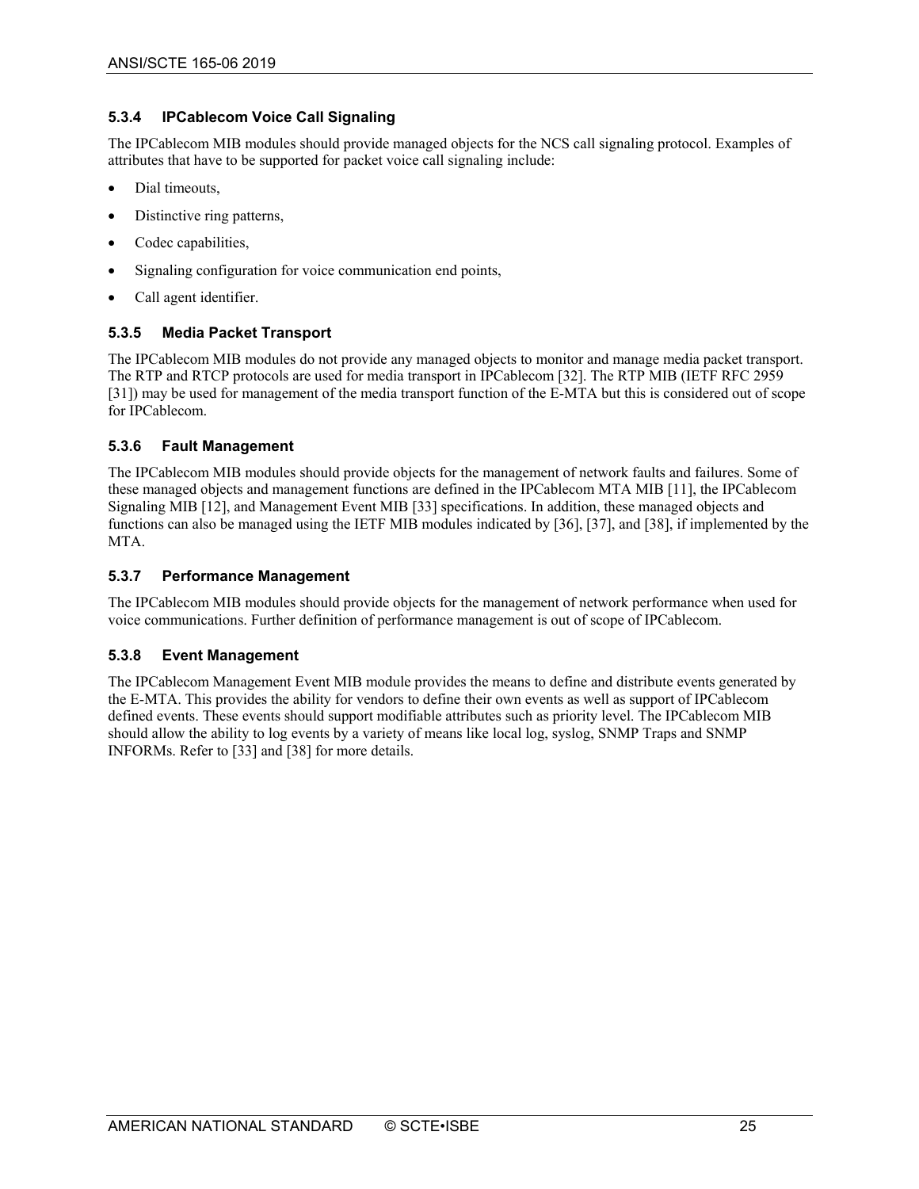### 5.3.4 IPCablecom Voice Call Signaling

The IPCablecom MIB modules should provide managed objects for the NCS call signaling protocol. Examples of attributes that have to be supported for packet voice call signaling include:

- Dial timeouts,
- Distinctive ring patterns,
- Codec capabilities,
- Signaling configuration for voice communication end points,
- Call agent identifier.

### 5.3.5 Media Packet Transport

The IPCablecom MIB modules do not provide any managed objects to monitor and manage media packet transport. The RTP and RTCP protocols are used for media transport in IPCablecom [32]. The RTP MIB (IETF RFC 2959 [31]) may be used for management of the media transport function of the E-MTA but this is considered out of scope for IPCablecom.

### 5.3.6 Fault Management

The IPCablecom MIB modules should provide objects for the management of network faults and failures. Some of these managed objects and management functions are defined in the IPCablecom MTA MIB [11], the IPCablecom Signaling MIB [12], and Management Event MIB [33] specifications. In addition, these managed objects and functions can also be managed using the IETF MIB modules indicated by [36], [37], and [38], if implemented by the MTA.

### 5.3.7 Performance Management

The IPCablecom MIB modules should provide objects for the management of network performance when used for voice communications. Further definition of performance management is out of scope of IPCablecom.

### 5.3.8 Event Management

The IPCablecom Management Event MIB module provides the means to define and distribute events generated by the E-MTA. This provides the ability for vendors to define their own events as well as support of IPCablecom defined events. These events should support modifiable attributes such as priority level. The IPCablecom MIB should allow the ability to log events by a variety of means like local log, syslog, SNMP Traps and SNMP INFORMs. Refer to [33] and [38] for more details.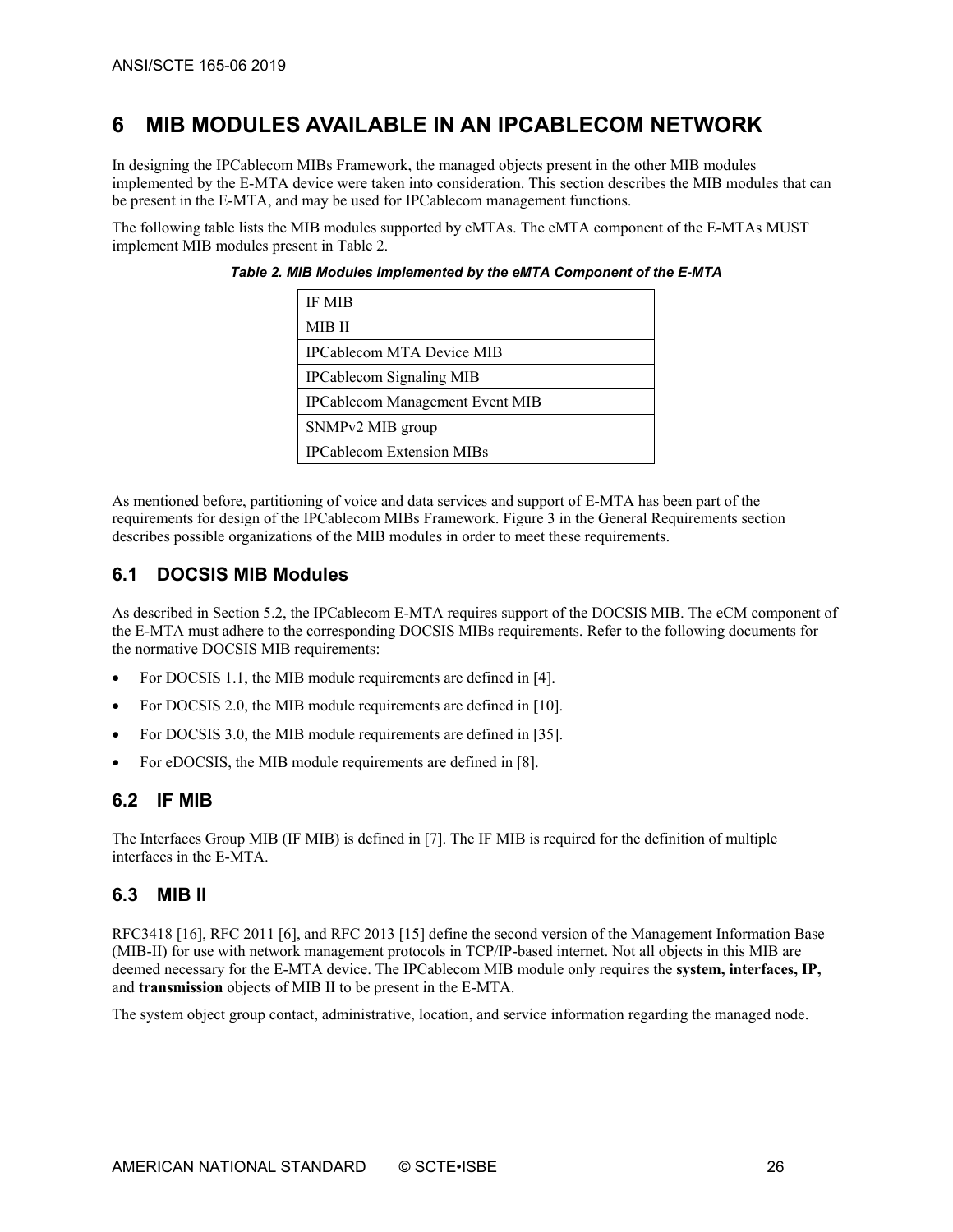# 6 MIB MODULES AVAILABLE IN AN IPCABLECOM NETWORK

In designing the IPCablecom MIBs Framework, the managed objects present in the other MIB modules implemented by the E-MTA device were taken into consideration. This section describes the MIB modules that can be present in the E-MTA, and may be used for IPCablecom management functions.

The following table lists the MIB modules supported by eMTAs. The eMTA component of the E-MTAs MUST implement MIB modules present in Table 2.

***Table 2. MIB Modules Implemented by the eMTA Component of the E-MTA***

| |
|---|
| IF MIB |
| MIB II |
| IPCablecom MTA Device MIB |
| IPCablecom Signaling MIB |
| IPCablecom Management Event MIB |
| SNMPv2 MIB group |
| IPCablecom Extension MIBs |

As mentioned before, partitioning of voice and data services and support of E-MTA has been part of the requirements for design of the IPCablecom MIBs Framework. Figure 3 in the General Requirements section describes possible organizations of the MIB modules in order to meet these requirements.

## 6.1 DOCSIS MIB Modules

As described in Section 5.2, the IPCablecom E-MTA requires support of the DOCSIS MIB. The eCM component of the E-MTA must adhere to the corresponding DOCSIS MIBs requirements. Refer to the following documents for the normative DOCSIS MIB requirements:

- For DOCSIS 1.1, the MIB module requirements are defined in [4].
- For DOCSIS 2.0, the MIB module requirements are defined in [10].
- For DOCSIS 3.0, the MIB module requirements are defined in [35].
- For eDOCSIS, the MIB module requirements are defined in [8].

## 6.2 IF MIB

The Interfaces Group MIB (IF MIB) is defined in [7]. The IF MIB is required for the definition of multiple interfaces in the E-MTA.

## 6.3 MIB II

RFC3418 [16], RFC 2011 [6], and RFC 2013 [15] define the second version of the Management Information Base (MIB-II) for use with network management protocols in TCP/IP-based internet. Not all objects in this MIB are deemed necessary for the E-MTA device. The IPCablecom MIB module only requires the **system, interfaces, IP,** and **transmission** objects of MIB II to be present in the E-MTA.

The system object group contact, administrative, location, and service information regarding the managed node.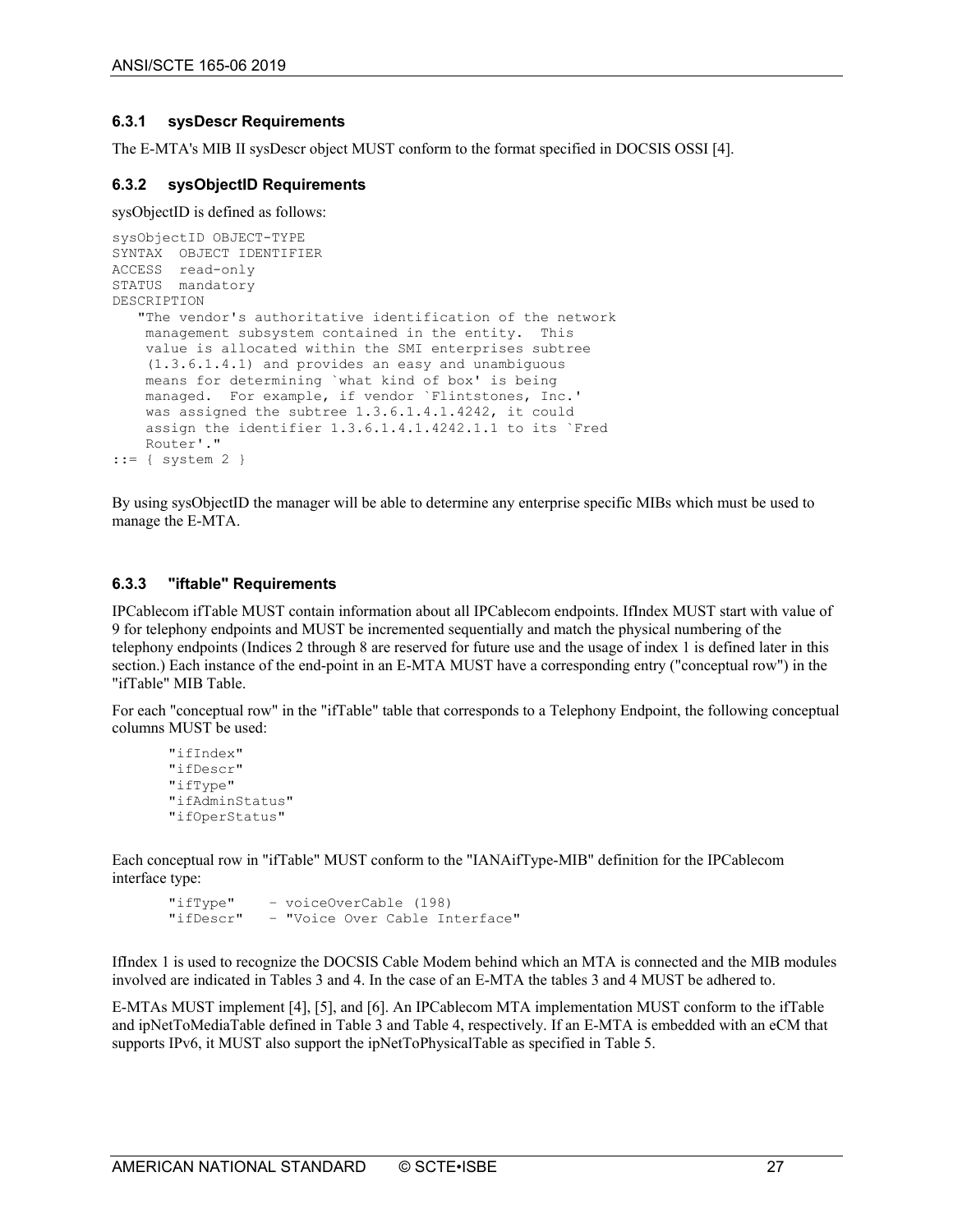### 6.3.1 sysDescr Requirements

The E-MTA's MIB II sysDescr object MUST conform to the format specified in DOCSIS OSSI [4].

### 6.3.2 sysObjectID Requirements

sysObjectID is defined as follows:

```
sysObjectID OBJECT-TYPE
SYNTAX  OBJECT IDENTIFIER
ACCESS  read-only
STATUS  mandatory
DESCRIPTION
   "The vendor's authoritative identification of the network
    management subsystem contained in the entity.  This
    value is allocated within the SMI enterprises subtree
    (1.3.6.1.4.1) and provides an easy and unambiguous
    means for determining `what kind of box' is being
    managed.  For example, if vendor `Flintstones, Inc.'
    was assigned the subtree 1.3.6.1.4.1.4242, it could
    assign the identifier 1.3.6.1.4.1.4242.1.1 to its `Fred
    Router'."
::= { system 2 }
```

By using sysObjectID the manager will be able to determine any enterprise specific MIBs which must be used to manage the E-MTA.

### 6.3.3 "iftable" Requirements

IPCablecom ifTable MUST contain information about all IPCablecom endpoints. IfIndex MUST start with value of 9 for telephony endpoints and MUST be incremented sequentially and match the physical numbering of the telephony endpoints (Indices 2 through 8 are reserved for future use and the usage of index 1 is defined later in this section.) Each instance of the end-point in an E-MTA MUST have a corresponding entry ("conceptual row") in the "ifTable" MIB Table.

For each "conceptual row" in the "ifTable" table that corresponds to a Telephony Endpoint, the following conceptual columns MUST be used:

```
"ifIndex"
"ifDescr"
"ifType"
"ifAdminStatus"
"ifOperStatus"
```

Each conceptual row in "ifTable" MUST conform to the "IANAifType-MIB" definition for the IPCablecom interface type:

```
"ifType"    - voiceOverCable (198)
"ifDescr"   - "Voice Over Cable Interface"
```

IfIndex 1 is used to recognize the DOCSIS Cable Modem behind which an MTA is connected and the MIB modules involved are indicated in Tables 3 and 4. In the case of an E-MTA the tables 3 and 4 MUST be adhered to.

E-MTAs MUST implement [4], [5], and [6]. An IPCablecom MTA implementation MUST conform to the ifTable and ipNetToMediaTable defined in Table 3 and Table 4, respectively. If an E-MTA is embedded with an eCM that supports IPv6, it MUST also support the ipNetToPhysicalTable as specified in Table 5.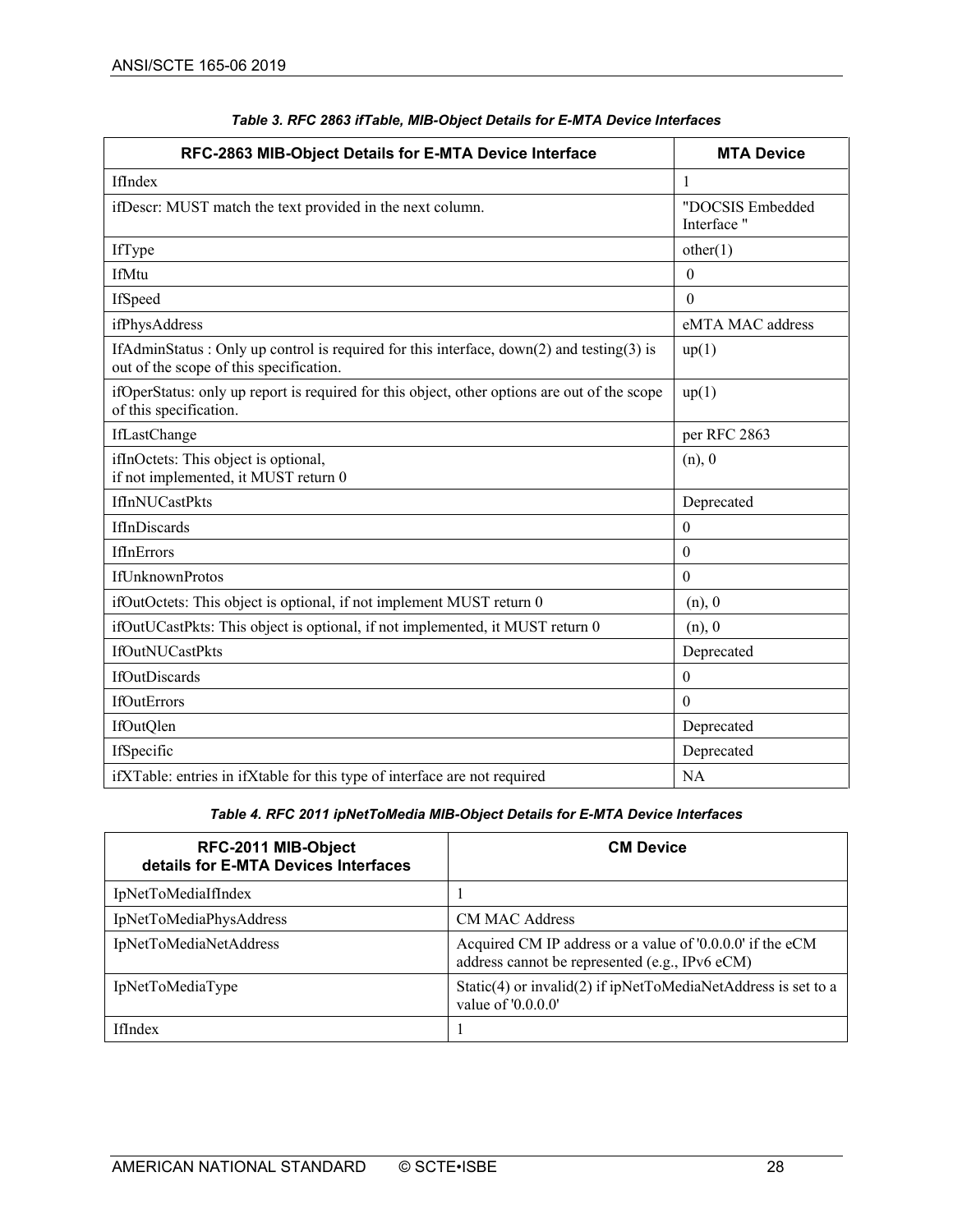*Table 3. RFC 2863 ifTable, MIB-Object Details for E-MTA Device Interfaces*

| RFC-2863 MIB-Object Details for E-MTA Device Interface | MTA Device |
|---|---|
| IfIndex | 1 |
| ifDescr: MUST match the text provided in the next column. | "DOCSIS Embedded Interface " |
| IfType | other(1) |
| IfMtu | 0 |
| IfSpeed | 0 |
| ifPhysAddress | eMTA MAC address |
| IfAdminStatus : Only up control is required for this interface, down(2) and testing(3) is out of the scope of this specification. | up(1) |
| ifOperStatus: only up report is required for this object, other options are out of the scope of this specification. | up(1) |
| IfLastChange | per RFC 2863 |
| ifInOctets: This object is optional, if not implemented, it MUST return 0 | (n), 0 |
| IfInNUCastPkts | Deprecated |
| IfInDiscards | 0 |
| IfInErrors | 0 |
| IfUnknownProtos | 0 |
| ifOutOctets: This object is optional, if not implement MUST return 0 | (n), 0 |
| ifOutUCastPkts: This object is optional, if not implemented, it MUST return 0 | (n), 0 |
| IfOutNUCastPkts | Deprecated |
| IfOutDiscards | 0 |
| IfOutErrors | 0 |
| IfOutQlen | Deprecated |
| IfSpecific | Deprecated |
| ifXTable: entries in ifXtable for this type of interface are not required | NA |

*Table 4. RFC 2011 ipNetToMedia MIB-Object Details for E-MTA Device Interfaces*

| RFC-2011 MIB-Object details for E-MTA Devices Interfaces | CM Device |
|---|---|
| IpNetToMediaIfIndex | 1 |
| IpNetToMediaPhysAddress | CM MAC Address |
| IpNetToMediaNetAddress | Acquired CM IP address or a value of '0.0.0.0' if the eCM address cannot be represented (e.g., IPv6 eCM) |
| IpNetToMediaType | Static(4) or invalid(2) if ipNetToMediaNetAddress is set to a value of '0.0.0.0' |
| IfIndex | 1 |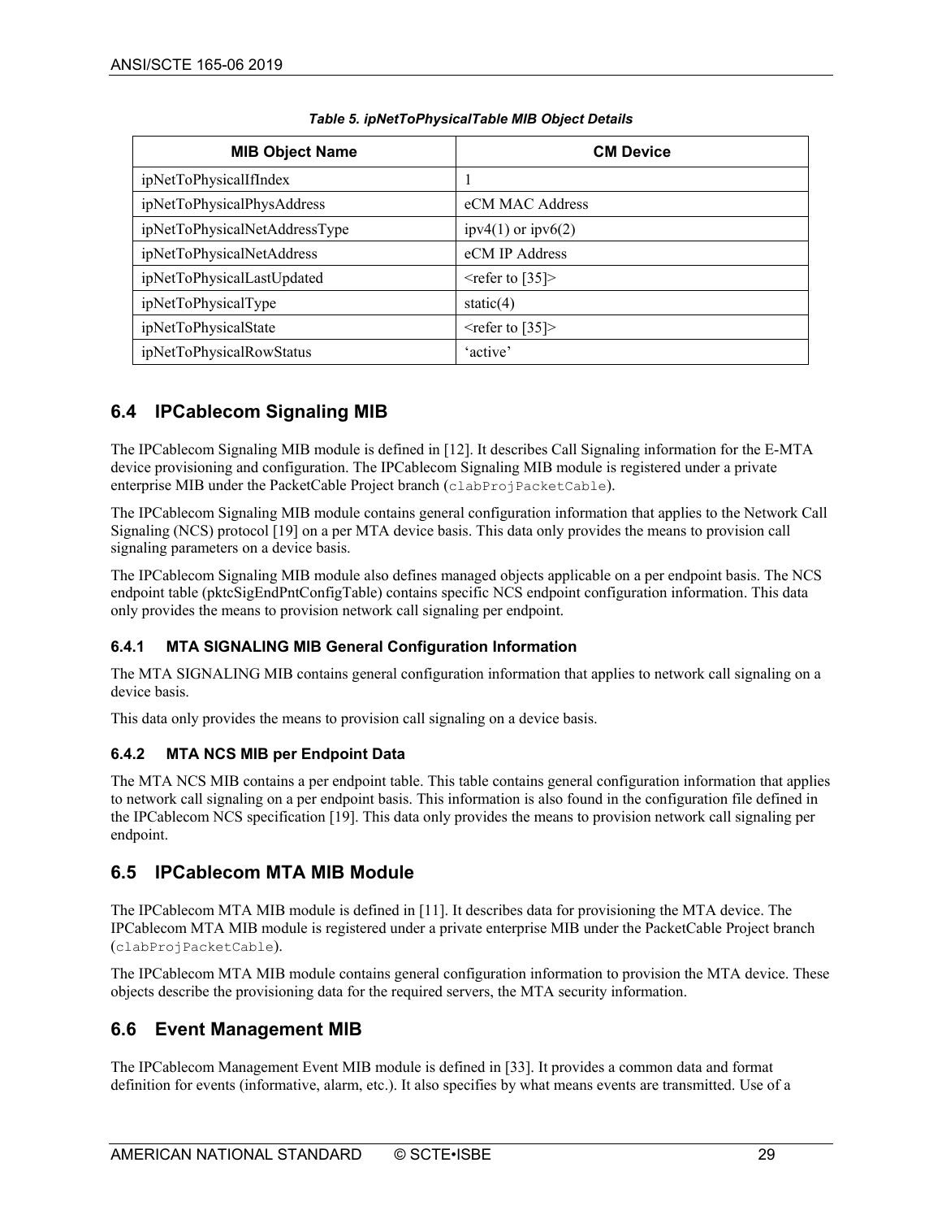*Table 5. ipNetToPhysicalTable MIB Object Details*

| MIB Object Name | CM Device |
|---|---|
| ipNetToPhysicalIfIndex | 1 |
| ipNetToPhysicalPhysAddress | eCM MAC Address |
| ipNetToPhysicalNetAddressType | ipv4(1) or ipv6(2) |
| ipNetToPhysicalNetAddress | eCM IP Address |
| ipNetToPhysicalLastUpdated | <refer to [35]> |
| ipNetToPhysicalType | static(4) |
| ipNetToPhysicalState | <refer to [35]> |
| ipNetToPhysicalRowStatus | 'active' |

## 6.4 IPCablecom Signaling MIB

The IPCablecom Signaling MIB module is defined in [12]. It describes Call Signaling information for the E-MTA device provisioning and configuration. The IPCablecom Signaling MIB module is registered under a private enterprise MIB under the PacketCable Project branch (`clabProjPacketCable`).

The IPCablecom Signaling MIB module contains general configuration information that applies to the Network Call Signaling (NCS) protocol [19] on a per MTA device basis. This data only provides the means to provision call signaling parameters on a device basis.

The IPCablecom Signaling MIB module also defines managed objects applicable on a per endpoint basis. The NCS endpoint table (pktcSigEndPntConfigTable) contains specific NCS endpoint configuration information. This data only provides the means to provision network call signaling per endpoint.

### 6.4.1 MTA SIGNALING MIB General Configuration Information

The MTA SIGNALING MIB contains general configuration information that applies to network call signaling on a device basis.

This data only provides the means to provision call signaling on a device basis.

### 6.4.2 MTA NCS MIB per Endpoint Data

The MTA NCS MIB contains a per endpoint table. This table contains general configuration information that applies to network call signaling on a per endpoint basis. This information is also found in the configuration file defined in the IPCablecom NCS specification [19]. This data only provides the means to provision network call signaling per endpoint.

## 6.5 IPCablecom MTA MIB Module

The IPCablecom MTA MIB module is defined in [11]. It describes data for provisioning the MTA device. The IPCablecom MTA MIB module is registered under a private enterprise MIB under the PacketCable Project branch (`clabProjPacketCable`).

The IPCablecom MTA MIB module contains general configuration information to provision the MTA device. These objects describe the provisioning data for the required servers, the MTA security information.

## 6.6 Event Management MIB

The IPCablecom Management Event MIB module is defined in [33]. It provides a common data and format definition for events (informative, alarm, etc.). It also specifies by what means events are transmitted. Use of a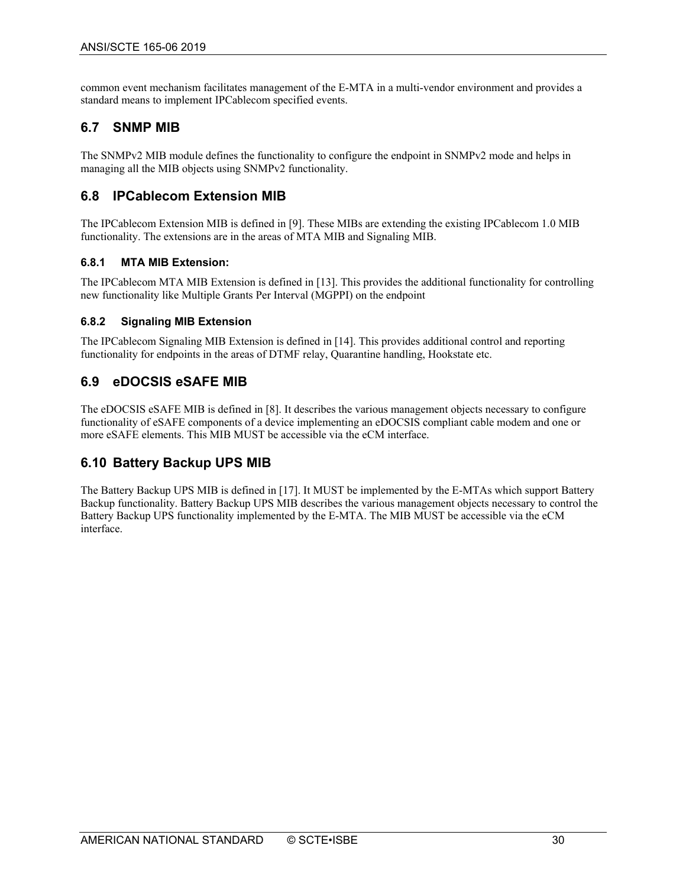common event mechanism facilitates management of the E-MTA in a multi-vendor environment and provides a standard means to implement IPCablecom specified events.

## 6.7 SNMP MIB

The SNMPv2 MIB module defines the functionality to configure the endpoint in SNMPv2 mode and helps in managing all the MIB objects using SNMPv2 functionality.

## 6.8 IPCablecom Extension MIB

The IPCablecom Extension MIB is defined in [9]. These MIBs are extending the existing IPCablecom 1.0 MIB functionality. The extensions are in the areas of MTA MIB and Signaling MIB.

### 6.8.1 MTA MIB Extension:

The IPCablecom MTA MIB Extension is defined in [13]. This provides the additional functionality for controlling new functionality like Multiple Grants Per Interval (MGPPI) on the endpoint

### 6.8.2 Signaling MIB Extension

The IPCablecom Signaling MIB Extension is defined in [14]. This provides additional control and reporting functionality for endpoints in the areas of DTMF relay, Quarantine handling, Hookstate etc.

## 6.9 eDOCSIS eSAFE MIB

The eDOCSIS eSAFE MIB is defined in [8]. It describes the various management objects necessary to configure functionality of eSAFE components of a device implementing an eDOCSIS compliant cable modem and one or more eSAFE elements. This MIB MUST be accessible via the eCM interface.

## 6.10 Battery Backup UPS MIB

The Battery Backup UPS MIB is defined in [17]. It MUST be implemented by the E-MTAs which support Battery Backup functionality. Battery Backup UPS MIB describes the various management objects necessary to control the Battery Backup UPS functionality implemented by the E-MTA. The MIB MUST be accessible via the eCM interface.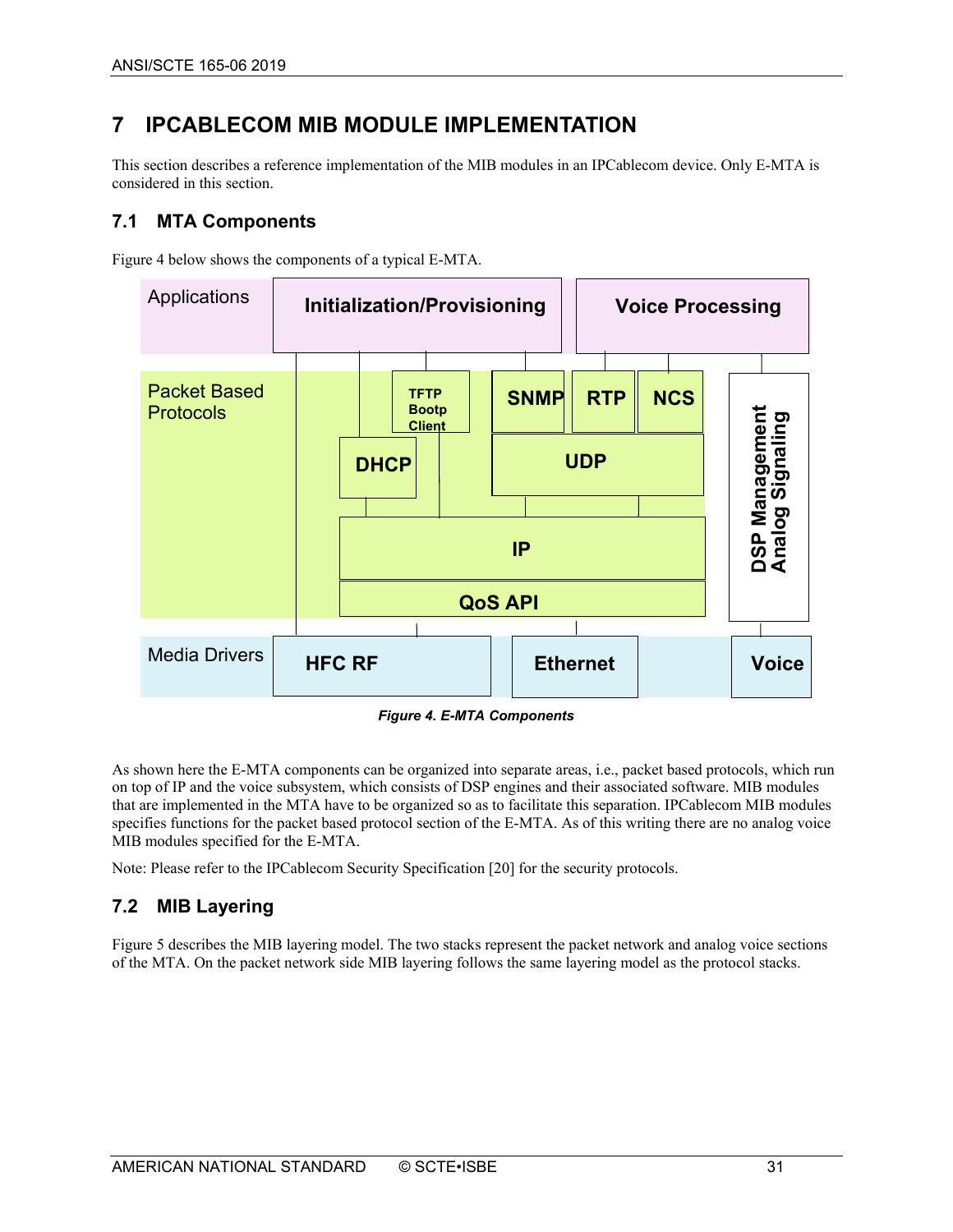# 7 IPCABLECOM MIB MODULE IMPLEMENTATION

This section describes a reference implementation of the MIB modules in an IPCablecom device. Only E-MTA is considered in this section.

## 7.1 MTA Components

Figure 4 below shows the components of a typical E-MTA.

*Figure 4. E-MTA Components*

As shown here the E-MTA components can be organized into separate areas, i.e., packet based protocols, which run on top of IP and the voice subsystem, which consists of DSP engines and their associated software. MIB modules that are implemented in the MTA have to be organized so as to facilitate this separation. IPCablecom MIB modules specifies functions for the packet based protocol section of the E-MTA. As of this writing there are no analog voice MIB modules specified for the E-MTA.

Note: Please refer to the IPCablecom Security Specification [20] for the security protocols.

## 7.2 MIB Layering

Figure 5 describes the MIB layering model. The two stacks represent the packet network and analog voice sections of the MTA. On the packet network side MIB layering follows the same layering model as the protocol stacks.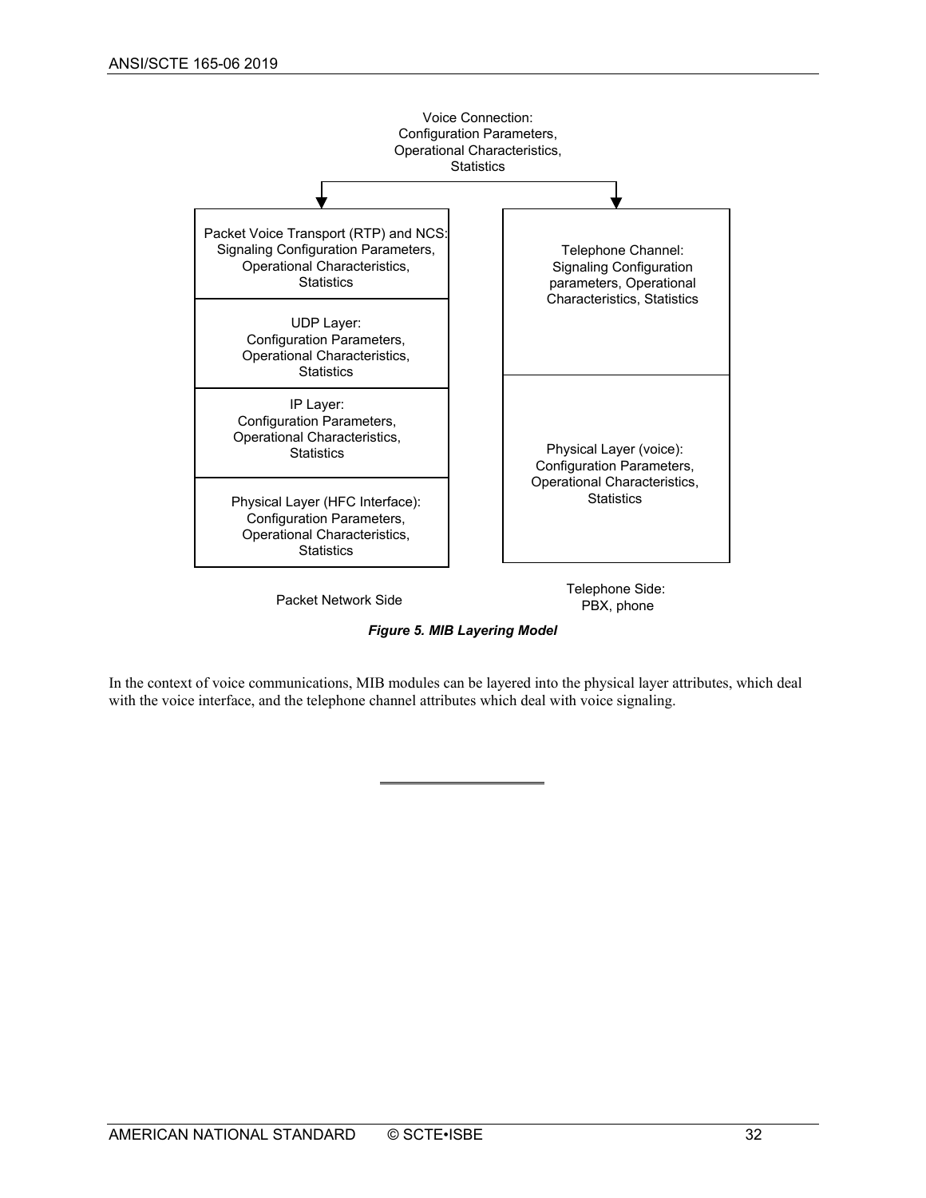Voice Connection:
Configuration Parameters,
Operational Characteristics,
Statistics

Packet Voice Transport (RTP) and NCS:
Signaling Configuration Parameters,
Operational Characteristics,
Statistics

UDP Layer:
Configuration Parameters,
Operational Characteristics,
Statistics

IP Layer:
Configuration Parameters,
Operational Characteristics,
Statistics

Physical Layer (HFC Interface):
Configuration Parameters,
Operational Characteristics,
Statistics

Telephone Channel:
Signaling Configuration
parameters, Operational
Characteristics, Statistics

Physical Layer (voice):
Configuration Parameters,
Operational Characteristics,
Statistics

Packet Network Side

Telephone Side:
PBX, phone

***Figure 5. MIB Layering Model***

In the context of voice communications, MIB modules can be layered into the physical layer attributes, which deal with the voice interface, and the telephone channel attributes which deal with voice signaling.